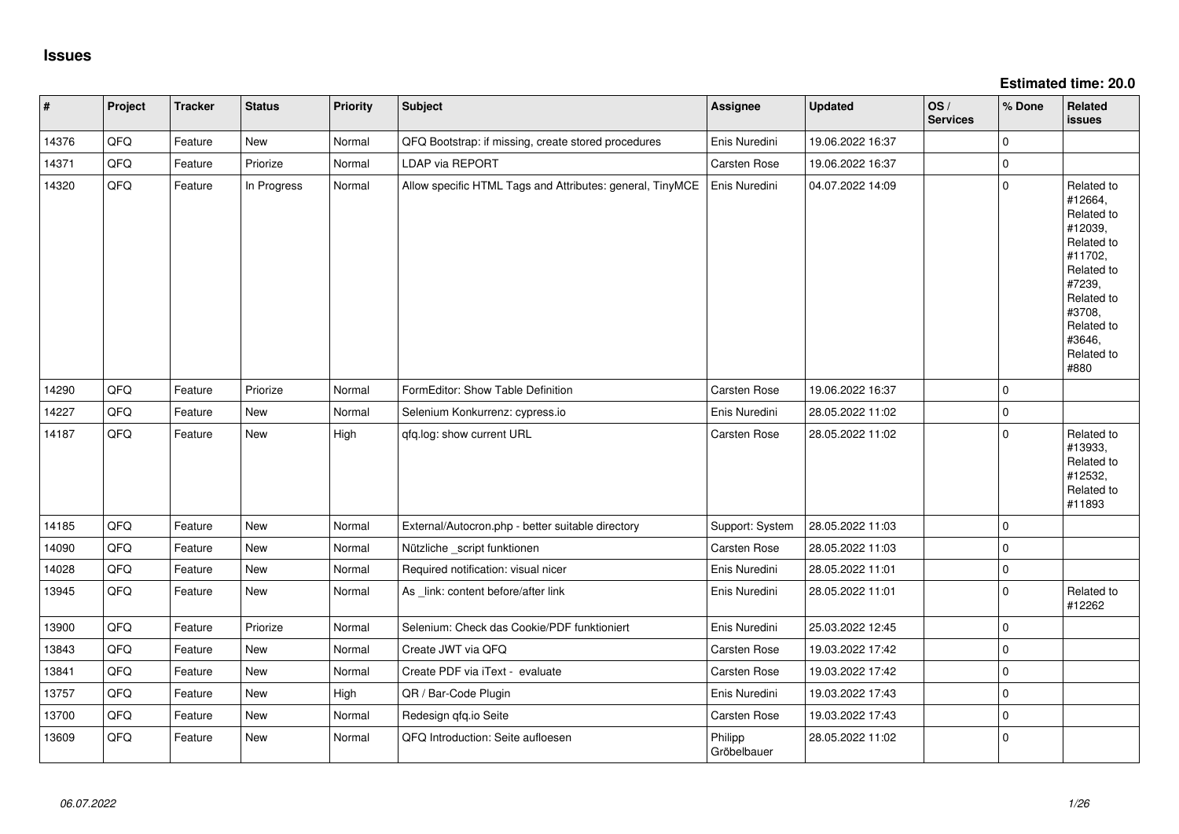# Issues

**Estimated time: 20.0**

| # | Project | Tracker | Status | Priority | Subject | Assignee | Updated | OS / Services | % Done | Related issues |
|---|---|---|---|---|---|---|---|---|---|---|
| 14376 | QFQ | Feature | New | Normal | QFQ Bootstrap: if missing, create stored procedures | Enis Nuredini | 19.06.2022 16:37 | | 0 | |
| 14371 | QFQ | Feature | Priorize | Normal | LDAP via REPORT | Carsten Rose | 19.06.2022 16:37 | | 0 | |
| 14320 | QFQ | Feature | In Progress | Normal | Allow specific HTML Tags and Attributes: general, TinyMCE | Enis Nuredini | 04.07.2022 14:09 | | 0 | Related to #12664, Related to #12039, Related to #11702, Related to #7239, Related to #3708, Related to #3646, Related to #880 |
| 14290 | QFQ | Feature | Priorize | Normal | FormEditor: Show Table Definition | Carsten Rose | 19.06.2022 16:37 | | 0 | |
| 14227 | QFQ | Feature | New | Normal | Selenium Konkurrenz: cypress.io | Enis Nuredini | 28.05.2022 11:02 | | 0 | |
| 14187 | QFQ | Feature | New | High | qfq.log: show current URL | Carsten Rose | 28.05.2022 11:02 | | 0 | Related to #13933, Related to #12532, Related to #11893 |
| 14185 | QFQ | Feature | New | Normal | External/Autocron.php - better suitable directory | Support: System | 28.05.2022 11:03 | | 0 | |
| 14090 | QFQ | Feature | New | Normal | Nützliche _script funktionen | Carsten Rose | 28.05.2022 11:03 | | 0 | |
| 14028 | QFQ | Feature | New | Normal | Required notification: visual nicer | Enis Nuredini | 28.05.2022 11:01 | | 0 | |
| 13945 | QFQ | Feature | New | Normal | As _link: content before/after link | Enis Nuredini | 28.05.2022 11:01 | | 0 | Related to #12262 |
| 13900 | QFQ | Feature | Priorize | Normal | Selenium: Check das Cookie/PDF funktioniert | Enis Nuredini | 25.03.2022 12:45 | | 0 | |
| 13843 | QFQ | Feature | New | Normal | Create JWT via QFQ | Carsten Rose | 19.03.2022 17:42 | | 0 | |
| 13841 | QFQ | Feature | New | Normal | Create PDF via iText - evaluate | Carsten Rose | 19.03.2022 17:42 | | 0 | |
| 13757 | QFQ | Feature | New | High | QR / Bar-Code Plugin | Enis Nuredini | 19.03.2022 17:43 | | 0 | |
| 13700 | QFQ | Feature | New | Normal | Redesign qfq.io Seite | Carsten Rose | 19.03.2022 17:43 | | 0 | |
| 13609 | QFQ | Feature | New | Normal | QFQ Introduction: Seite aufloesen | Philipp Gröbelbauer | 28.05.2022 11:02 | | 0 | |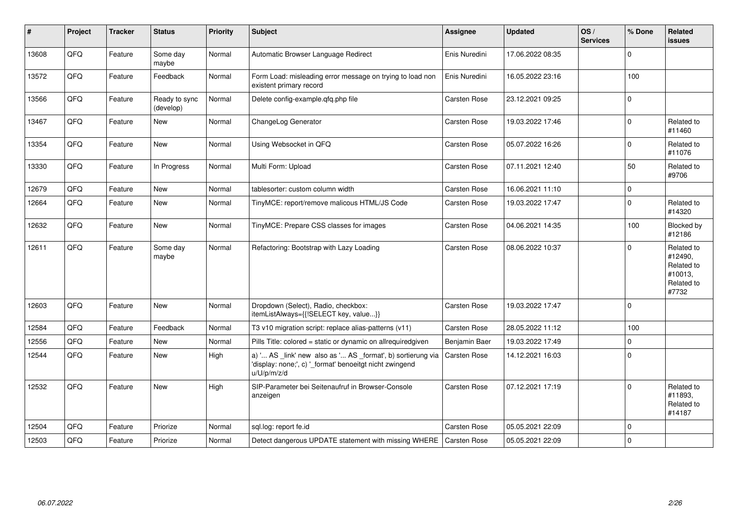| # | Project | Tracker | Status | Priority | Subject | Assignee | Updated | OS / Services | % Done | Related issues |
|---|---|---|---|---|---|---|---|---|---|---|
| 13608 | QFQ | Feature | Some day maybe | Normal | Automatic Browser Language Redirect | Enis Nuredini | 17.06.2022 08:35 | | 0 | |
| 13572 | QFQ | Feature | Feedback | Normal | Form Load: misleading error message on trying to load non existent primary record | Enis Nuredini | 16.05.2022 23:16 | | 100 | |
| 13566 | QFQ | Feature | Ready to sync (develop) | Normal | Delete config-example.qfq.php file | Carsten Rose | 23.12.2021 09:25 | | 0 | |
| 13467 | QFQ | Feature | New | Normal | ChangeLog Generator | Carsten Rose | 19.03.2022 17:46 | | 0 | Related to #11460 |
| 13354 | QFQ | Feature | New | Normal | Using Websocket in QFQ | Carsten Rose | 05.07.2022 16:26 | | 0 | Related to #11076 |
| 13330 | QFQ | Feature | In Progress | Normal | Multi Form: Upload | Carsten Rose | 07.11.2021 12:40 | | 50 | Related to #9706 |
| 12679 | QFQ | Feature | New | Normal | tablesorter: custom column width | Carsten Rose | 16.06.2021 11:10 | | 0 | |
| 12664 | QFQ | Feature | New | Normal | TinyMCE: report/remove malicous HTML/JS Code | Carsten Rose | 19.03.2022 17:47 | | 0 | Related to #14320 |
| 12632 | QFQ | Feature | New | Normal | TinyMCE: Prepare CSS classes for images | Carsten Rose | 04.06.2021 14:35 | | 100 | Blocked by #12186 |
| 12611 | QFQ | Feature | Some day maybe | Normal | Refactoring: Bootstrap with Lazy Loading | Carsten Rose | 08.06.2022 10:37 | | 0 | Related to #12490, Related to #10013, Related to #7732 |
| 12603 | QFQ | Feature | New | Normal | Dropdown (Select), Radio, checkbox: itemListAlways={{!SELECT key, value...}} | Carsten Rose | 19.03.2022 17:47 | | 0 | |
| 12584 | QFQ | Feature | Feedback | Normal | T3 v10 migration script: replace alias-patterns (v11) | Carsten Rose | 28.05.2022 11:12 | | 100 | |
| 12556 | QFQ | Feature | New | Normal | Pills Title: colored = static or dynamic on allrequiredgiven | Benjamin Baer | 19.03.2022 17:49 | | 0 | |
| 12544 | QFQ | Feature | New | High | a) '... AS _link' new also as '... AS _format', b) sortierung via 'display: none;', c) '_format' benoeitgt nicht zwingend u/U/p/m/z/d | Carsten Rose | 14.12.2021 16:03 | | 0 | |
| 12532 | QFQ | Feature | New | High | SIP-Parameter bei Seitenaufruf in Browser-Console anzeigen | Carsten Rose | 07.12.2021 17:19 | | 0 | Related to #11893, Related to #14187 |
| 12504 | QFQ | Feature | Priorize | Normal | sql.log: report fe.id | Carsten Rose | 05.05.2021 22:09 | | 0 | |
| 12503 | QFQ | Feature | Priorize | Normal | Detect dangerous UPDATE statement with missing WHERE | Carsten Rose | 05.05.2021 22:09 | | 0 | |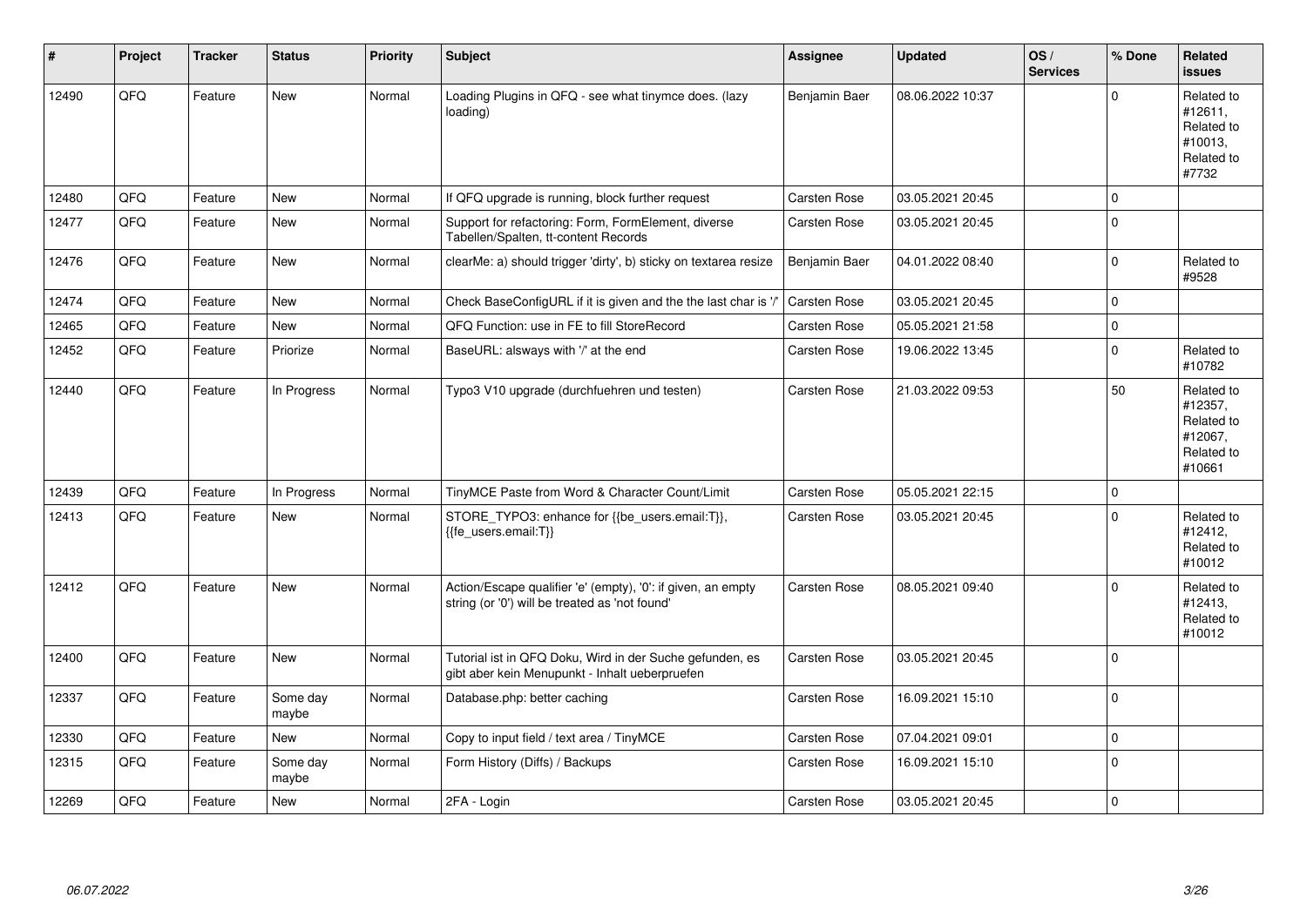| # | Project | Tracker | Status | Priority | Subject | Assignee | Updated | OS / Services | % Done | Related issues |
|---|---|---|---|---|---|---|---|---|---|---|
| 12490 | QFQ | Feature | New | Normal | Loading Plugins in QFQ - see what tinymce does. (lazy loading) | Benjamin Baer | 08.06.2022 10:37 | | 0 | Related to #12611, Related to #10013, Related to #7732 |
| 12480 | QFQ | Feature | New | Normal | If QFQ upgrade is running, block further request | Carsten Rose | 03.05.2021 20:45 | | 0 | |
| 12477 | QFQ | Feature | New | Normal | Support for refactoring: Form, FormElement, diverse Tabellen/Spalten, tt-content Records | Carsten Rose | 03.05.2021 20:45 | | 0 | |
| 12476 | QFQ | Feature | New | Normal | clearMe: a) should trigger 'dirty', b) sticky on textarea resize | Benjamin Baer | 04.01.2022 08:40 | | 0 | Related to #9528 |
| 12474 | QFQ | Feature | New | Normal | Check BaseConfigURL if it is given and the the last char is '/' | Carsten Rose | 03.05.2021 20:45 | | 0 | |
| 12465 | QFQ | Feature | New | Normal | QFQ Function: use in FE to fill StoreRecord | Carsten Rose | 05.05.2021 21:58 | | 0 | |
| 12452 | QFQ | Feature | Priorize | Normal | BaseURL: alsways with '/' at the end | Carsten Rose | 19.06.2022 13:45 | | 0 | Related to #10782 |
| 12440 | QFQ | Feature | In Progress | Normal | Typo3 V10 upgrade (durchfuehren und testen) | Carsten Rose | 21.03.2022 09:53 | | 50 | Related to #12357, Related to #12067, Related to #10661 |
| 12439 | QFQ | Feature | In Progress | Normal | TinyMCE Paste from Word & Character Count/Limit | Carsten Rose | 05.05.2021 22:15 | | 0 | |
| 12413 | QFQ | Feature | New | Normal | STORE_TYPO3: enhance for {{be_users.email:T}}, {{fe_users.email:T}} | Carsten Rose | 03.05.2021 20:45 | | 0 | Related to #12412, Related to #10012 |
| 12412 | QFQ | Feature | New | Normal | Action/Escape qualifier 'e' (empty), '0': if given, an empty string (or '0') will be treated as 'not found' | Carsten Rose | 08.05.2021 09:40 | | 0 | Related to #12413, Related to #10012 |
| 12400 | QFQ | Feature | New | Normal | Tutorial ist in QFQ Doku, Wird in der Suche gefunden, es gibt aber kein Menupunkt - Inhalt ueberpruefen | Carsten Rose | 03.05.2021 20:45 | | 0 | |
| 12337 | QFQ | Feature | Some day maybe | Normal | Database.php: better caching | Carsten Rose | 16.09.2021 15:10 | | 0 | |
| 12330 | QFQ | Feature | New | Normal | Copy to input field / text area / TinyMCE | Carsten Rose | 07.04.2021 09:01 | | 0 | |
| 12315 | QFQ | Feature | Some day maybe | Normal | Form History (Diffs) / Backups | Carsten Rose | 16.09.2021 15:10 | | 0 | |
| 12269 | QFQ | Feature | New | Normal | 2FA - Login | Carsten Rose | 03.05.2021 20:45 | | 0 | |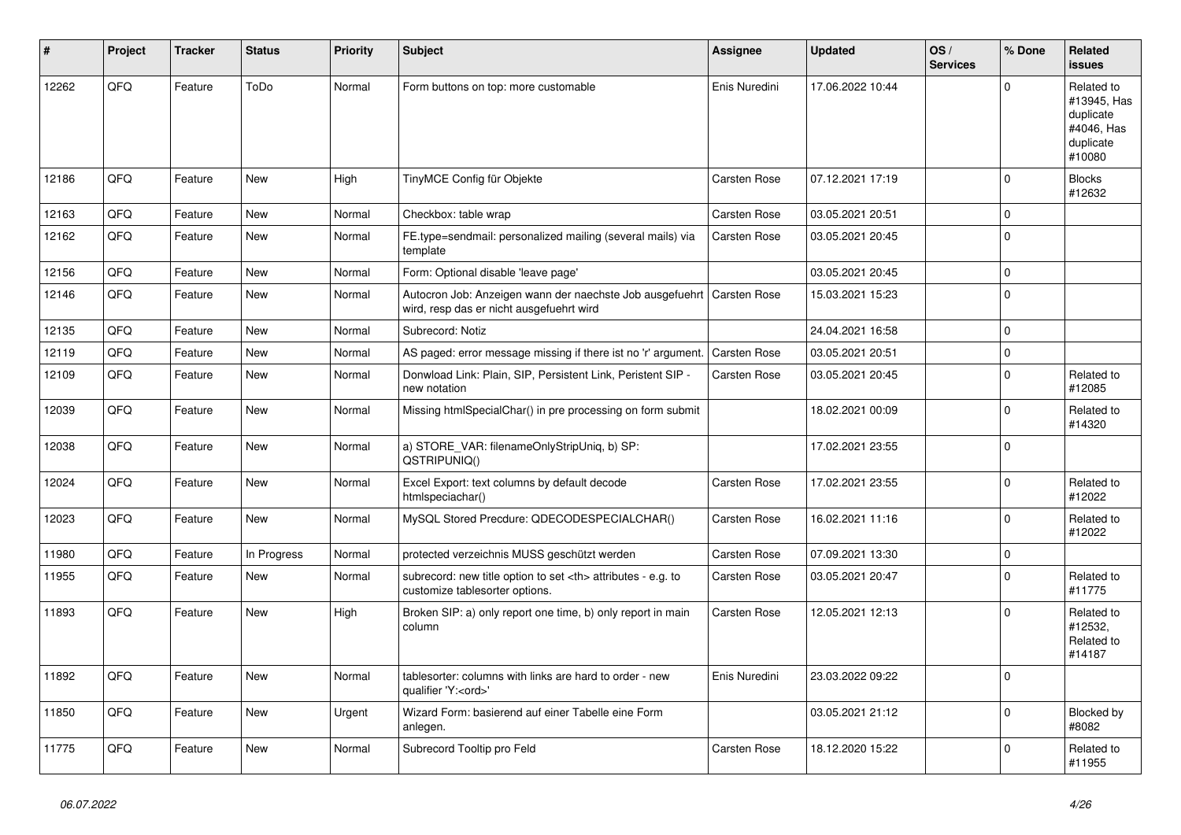| # | Project | Tracker | Status | Priority | Subject | Assignee | Updated | OS / Services | % Done | Related issues |
|---|---|---|---|---|---|---|---|---|---|---|
| 12262 | QFQ | Feature | ToDo | Normal | Form buttons on top: more customable | Enis Nuredini | 17.06.2022 10:44 | | 0 | Related to #13945, Has duplicate #4046, Has duplicate #10080 |
| 12186 | QFQ | Feature | New | High | TinyMCE Config für Objekte | Carsten Rose | 07.12.2021 17:19 | | 0 | Blocks #12632 |
| 12163 | QFQ | Feature | New | Normal | Checkbox: table wrap | Carsten Rose | 03.05.2021 20:51 | | 0 | |
| 12162 | QFQ | Feature | New | Normal | FE.type=sendmail: personalized mailing (several mails) via template | Carsten Rose | 03.05.2021 20:45 | | 0 | |
| 12156 | QFQ | Feature | New | Normal | Form: Optional disable 'leave page' | | 03.05.2021 20:45 | | 0 | |
| 12146 | QFQ | Feature | New | Normal | Autocron Job: Anzeigen wann der naechste Job ausgefuehrt wird, resp das er nicht ausgefuehrt wird | Carsten Rose | 15.03.2021 15:23 | | 0 | |
| 12135 | QFQ | Feature | New | Normal | Subrecord: Notiz | | 24.04.2021 16:58 | | 0 | |
| 12119 | QFQ | Feature | New | Normal | AS paged: error message missing if there ist no 'r' argument. | Carsten Rose | 03.05.2021 20:51 | | 0 | |
| 12109 | QFQ | Feature | New | Normal | Donwload Link: Plain, SIP, Persistent Link, Peristent SIP - new notation | Carsten Rose | 03.05.2021 20:45 | | 0 | Related to #12085 |
| 12039 | QFQ | Feature | New | Normal | Missing htmlSpecialChar() in pre processing on form submit | | 18.02.2021 00:09 | | 0 | Related to #14320 |
| 12038 | QFQ | Feature | New | Normal | a) STORE_VAR: filenameOnlyStripUniq, b) SP: QSTRIPUNIQ() | | 17.02.2021 23:55 | | 0 | |
| 12024 | QFQ | Feature | New | Normal | Excel Export: text columns by default decode htmlspeciachar() | Carsten Rose | 17.02.2021 23:55 | | 0 | Related to #12022 |
| 12023 | QFQ | Feature | New | Normal | MySQL Stored Precdure: QDECODESPECIALCHAR() | Carsten Rose | 16.02.2021 11:16 | | 0 | Related to #12022 |
| 11980 | QFQ | Feature | In Progress | Normal | protected verzeichnis MUSS geschützt werden | Carsten Rose | 07.09.2021 13:30 | | 0 | |
| 11955 | QFQ | Feature | New | Normal | subrecord: new title option to set <th> attributes - e.g. to customize tablesorter options. | Carsten Rose | 03.05.2021 20:47 | | 0 | Related to #11775 |
| 11893 | QFQ | Feature | New | High | Broken SIP: a) only report one time, b) only report in main column | Carsten Rose | 12.05.2021 12:13 | | 0 | Related to #12532, Related to #14187 |
| 11892 | QFQ | Feature | New | Normal | tablesorter: columns with links are hard to order - new qualifier 'Y:<ord>' | Enis Nuredini | 23.03.2022 09:22 | | 0 | |
| 11850 | QFQ | Feature | New | Urgent | Wizard Form: basierend auf einer Tabelle eine Form anlegen. | | 03.05.2021 21:12 | | 0 | Blocked by #8082 |
| 11775 | QFQ | Feature | New | Normal | Subrecord Tooltip pro Feld | Carsten Rose | 18.12.2020 15:22 | | 0 | Related to #11955 |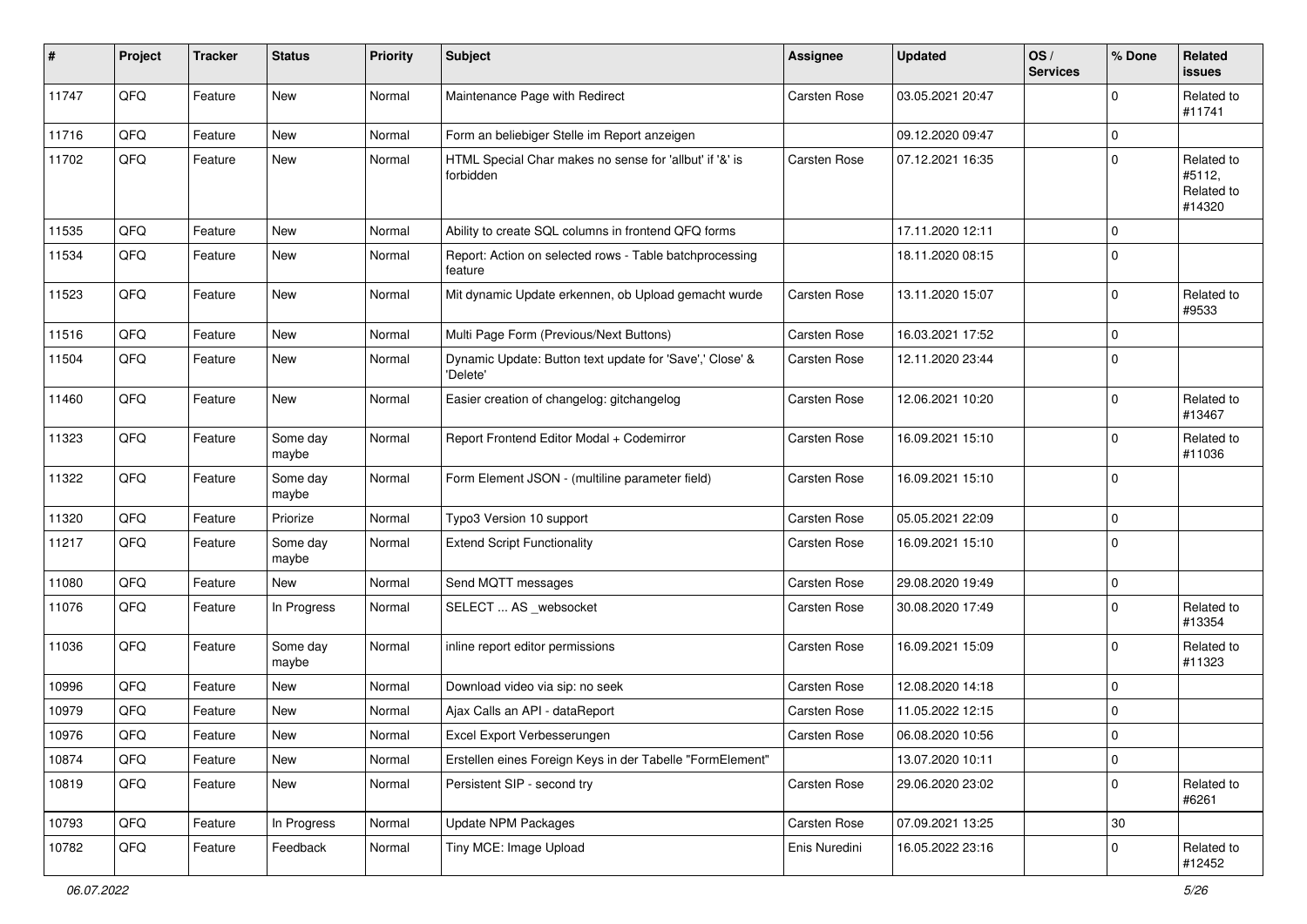| # | Project | Tracker | Status | Priority | Subject | Assignee | Updated | OS / Services | % Done | Related issues |
|---|---|---|---|---|---|---|---|---|---|---|
| 11747 | QFQ | Feature | New | Normal | Maintenance Page with Redirect | Carsten Rose | 03.05.2021 20:47 | | 0 | Related to #11741 |
| 11716 | QFQ | Feature | New | Normal | Form an beliebiger Stelle im Report anzeigen | | 09.12.2020 09:47 | | 0 | |
| 11702 | QFQ | Feature | New | Normal | HTML Special Char makes no sense for 'allbut' if '&' is forbidden | Carsten Rose | 07.12.2021 16:35 | | 0 | Related to #5112, Related to #14320 |
| 11535 | QFQ | Feature | New | Normal | Ability to create SQL columns in frontend QFQ forms | | 17.11.2020 12:11 | | 0 | |
| 11534 | QFQ | Feature | New | Normal | Report: Action on selected rows - Table batchprocessing feature | | 18.11.2020 08:15 | | 0 | |
| 11523 | QFQ | Feature | New | Normal | Mit dynamic Update erkennen, ob Upload gemacht wurde | Carsten Rose | 13.11.2020 15:07 | | 0 | Related to #9533 |
| 11516 | QFQ | Feature | New | Normal | Multi Page Form (Previous/Next Buttons) | Carsten Rose | 16.03.2021 17:52 | | 0 | |
| 11504 | QFQ | Feature | New | Normal | Dynamic Update: Button text update for 'Save',' Close' & 'Delete' | Carsten Rose | 12.11.2020 23:44 | | 0 | |
| 11460 | QFQ | Feature | New | Normal | Easier creation of changelog: gitchangelog | Carsten Rose | 12.06.2021 10:20 | | 0 | Related to #13467 |
| 11323 | QFQ | Feature | Some day maybe | Normal | Report Frontend Editor Modal + Codemirror | Carsten Rose | 16.09.2021 15:10 | | 0 | Related to #11036 |
| 11322 | QFQ | Feature | Some day maybe | Normal | Form Element JSON - (multiline parameter field) | Carsten Rose | 16.09.2021 15:10 | | 0 | |
| 11320 | QFQ | Feature | Priorize | Normal | Typo3 Version 10 support | Carsten Rose | 05.05.2021 22:09 | | 0 | |
| 11217 | QFQ | Feature | Some day maybe | Normal | Extend Script Functionality | Carsten Rose | 16.09.2021 15:10 | | 0 | |
| 11080 | QFQ | Feature | New | Normal | Send MQTT messages | Carsten Rose | 29.08.2020 19:49 | | 0 | |
| 11076 | QFQ | Feature | In Progress | Normal | SELECT ... AS _websocket | Carsten Rose | 30.08.2020 17:49 | | 0 | Related to #13354 |
| 11036 | QFQ | Feature | Some day maybe | Normal | inline report editor permissions | Carsten Rose | 16.09.2021 15:09 | | 0 | Related to #11323 |
| 10996 | QFQ | Feature | New | Normal | Download video via sip: no seek | Carsten Rose | 12.08.2020 14:18 | | 0 | |
| 10979 | QFQ | Feature | New | Normal | Ajax Calls an API - dataReport | Carsten Rose | 11.05.2022 12:15 | | 0 | |
| 10976 | QFQ | Feature | New | Normal | Excel Export Verbesserungen | Carsten Rose | 06.08.2020 10:56 | | 0 | |
| 10874 | QFQ | Feature | New | Normal | Erstellen eines Foreign Keys in der Tabelle "FormElement" | | 13.07.2020 10:11 | | 0 | |
| 10819 | QFQ | Feature | New | Normal | Persistent SIP - second try | Carsten Rose | 29.06.2020 23:02 | | 0 | Related to #6261 |
| 10793 | QFQ | Feature | In Progress | Normal | Update NPM Packages | Carsten Rose | 07.09.2021 13:25 | | 30 | |
| 10782 | QFQ | Feature | Feedback | Normal | Tiny MCE: Image Upload | Enis Nuredini | 16.05.2022 23:16 | | 0 | Related to #12452 |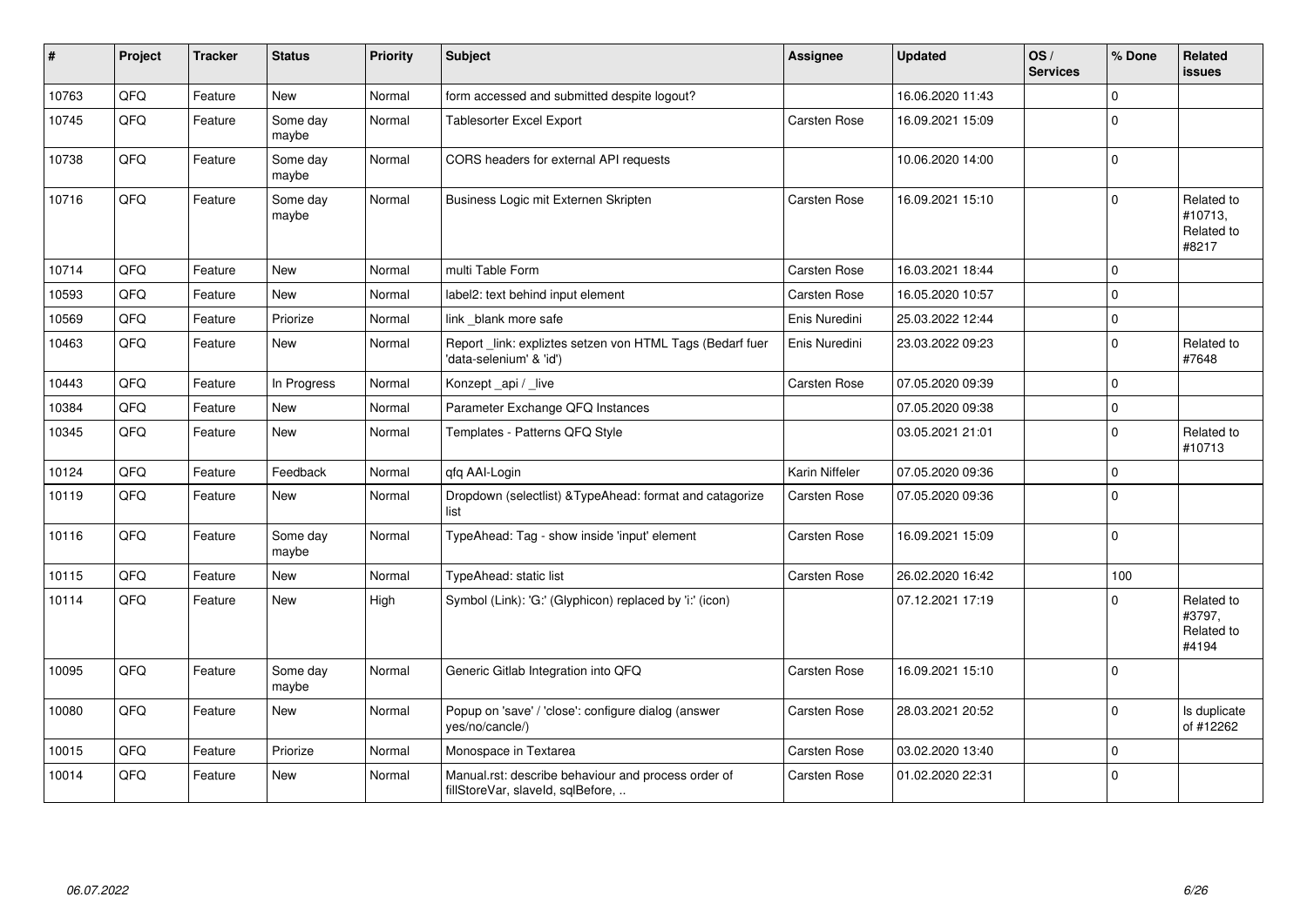| # | Project | Tracker | Status | Priority | Subject | Assignee | Updated | OS / Services | % Done | Related issues |
|---|---|---|---|---|---|---|---|---|---|---|
| 10763 | QFQ | Feature | New | Normal | form accessed and submitted despite logout? | | 16.06.2020 11:43 | | 0 | |
| 10745 | QFQ | Feature | Some day maybe | Normal | Tablesorter Excel Export | Carsten Rose | 16.09.2021 15:09 | | 0 | |
| 10738 | QFQ | Feature | Some day maybe | Normal | CORS headers for external API requests | | 10.06.2020 14:00 | | 0 | |
| 10716 | QFQ | Feature | Some day maybe | Normal | Business Logic mit Externen Skripten | Carsten Rose | 16.09.2021 15:10 | | 0 | Related to #10713, Related to #8217 |
| 10714 | QFQ | Feature | New | Normal | multi Table Form | Carsten Rose | 16.03.2021 18:44 | | 0 | |
| 10593 | QFQ | Feature | New | Normal | label2: text behind input element | Carsten Rose | 16.05.2020 10:57 | | 0 | |
| 10569 | QFQ | Feature | Priorize | Normal | link _blank more safe | Enis Nuredini | 25.03.2022 12:44 | | 0 | |
| 10463 | QFQ | Feature | New | Normal | Report _link: expliztes setzen von HTML Tags (Bedarf fuer 'data-selenium' & 'id') | Enis Nuredini | 23.03.2022 09:23 | | 0 | Related to #7648 |
| 10443 | QFQ | Feature | In Progress | Normal | Konzept _api / _live | Carsten Rose | 07.05.2020 09:39 | | 0 | |
| 10384 | QFQ | Feature | New | Normal | Parameter Exchange QFQ Instances | | 07.05.2020 09:38 | | 0 | |
| 10345 | QFQ | Feature | New | Normal | Templates - Patterns QFQ Style | | 03.05.2021 21:01 | | 0 | Related to #10713 |
| 10124 | QFQ | Feature | Feedback | Normal | qfq AAI-Login | Karin Niffeler | 07.05.2020 09:36 | | 0 | |
| 10119 | QFQ | Feature | New | Normal | Dropdown (selectlist) &TypeAhead: format and catagorize list | Carsten Rose | 07.05.2020 09:36 | | 0 | |
| 10116 | QFQ | Feature | Some day maybe | Normal | TypeAhead: Tag - show inside 'input' element | Carsten Rose | 16.09.2021 15:09 | | 0 | |
| 10115 | QFQ | Feature | New | Normal | TypeAhead: static list | Carsten Rose | 26.02.2020 16:42 | | 100 | |
| 10114 | QFQ | Feature | New | High | Symbol (Link): 'G:' (Glyphicon) replaced by 'i:' (icon) | | 07.12.2021 17:19 | | 0 | Related to #3797, Related to #4194 |
| 10095 | QFQ | Feature | Some day maybe | Normal | Generic Gitlab Integration into QFQ | Carsten Rose | 16.09.2021 15:10 | | 0 | |
| 10080 | QFQ | Feature | New | Normal | Popup on 'save' / 'close': configure dialog (answer yes/no/cancle/) | Carsten Rose | 28.03.2021 20:52 | | 0 | Is duplicate of #12262 |
| 10015 | QFQ | Feature | Priorize | Normal | Monospace in Textarea | Carsten Rose | 03.02.2020 13:40 | | 0 | |
| 10014 | QFQ | Feature | New | Normal | Manual.rst: describe behaviour and process order of fillStoreVar, slaveId, sqlBefore, .. | Carsten Rose | 01.02.2020 22:31 | | 0 | |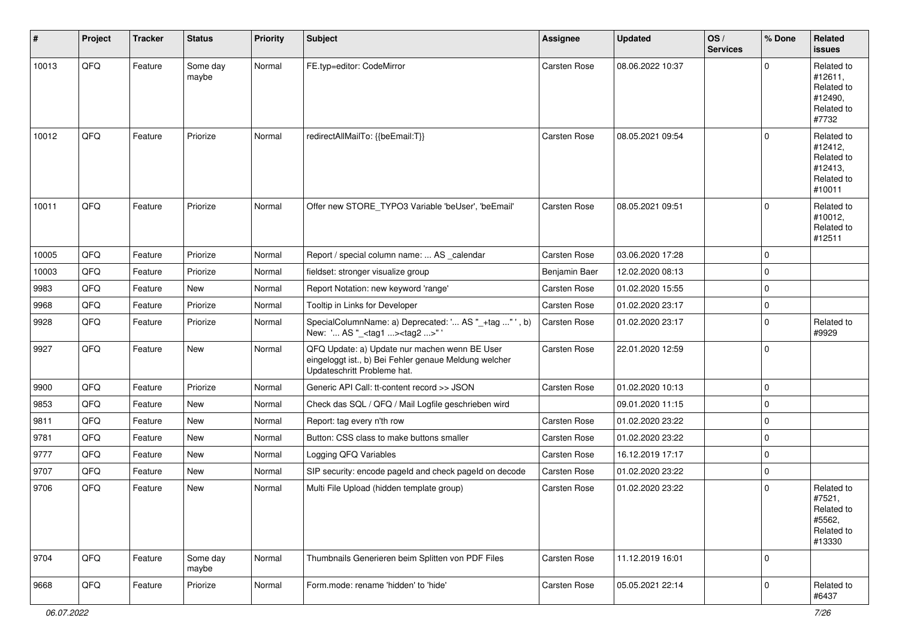| # | Project | Tracker | Status | Priority | Subject | Assignee | Updated | OS / Services | % Done | Related issues |
|---|---|---|---|---|---|---|---|---|---|---|
| 10013 | QFQ | Feature | Some day maybe | Normal | FE.typ=editor: CodeMirror | Carsten Rose | 08.06.2022 10:37 | | 0 | Related to #12611, Related to #12490, Related to #7732 |
| 10012 | QFQ | Feature | Priorize | Normal | redirectAllMailTo: {{beEmail:T}} | Carsten Rose | 08.05.2021 09:54 | | 0 | Related to #12412, Related to #12413, Related to #10011 |
| 10011 | QFQ | Feature | Priorize | Normal | Offer new STORE_TYPO3 Variable 'beUser', 'beEmail' | Carsten Rose | 08.05.2021 09:51 | | 0 | Related to #10012, Related to #12511 |
| 10005 | QFQ | Feature | Priorize | Normal | Report / special column name: ... AS _calendar | Carsten Rose | 03.06.2020 17:28 | | 0 | |
| 10003 | QFQ | Feature | Priorize | Normal | fieldset: stronger visualize group | Benjamin Baer | 12.02.2020 08:13 | | 0 | |
| 9983 | QFQ | Feature | New | Normal | Report Notation: new keyword 'range' | Carsten Rose | 01.02.2020 15:55 | | 0 | |
| 9968 | QFQ | Feature | Priorize | Normal | Tooltip in Links for Developer | Carsten Rose | 01.02.2020 23:17 | | 0 | |
| 9928 | QFQ | Feature | Priorize | Normal | SpecialColumnName: a) Deprecated: '... AS "_+tag ..." ', b) New: '... AS "_<tag1 ...><tag2 ...>" ' | Carsten Rose | 01.02.2020 23:17 | | 0 | Related to #9929 |
| 9927 | QFQ | Feature | New | Normal | QFQ Update: a) Update nur machen wenn BE User eingeloggt ist., b) Bei Fehler genaue Meldung welcher Updateschritt Probleme hat. | Carsten Rose | 22.01.2020 12:59 | | 0 | |
| 9900 | QFQ | Feature | Priorize | Normal | Generic API Call: tt-content record >> JSON | Carsten Rose | 01.02.2020 10:13 | | 0 | |
| 9853 | QFQ | Feature | New | Normal | Check das SQL / QFQ / Mail Logfile geschrieben wird | | 09.01.2020 11:15 | | 0 | |
| 9811 | QFQ | Feature | New | Normal | Report: tag every n'th row | Carsten Rose | 01.02.2020 23:22 | | 0 | |
| 9781 | QFQ | Feature | New | Normal | Button: CSS class to make buttons smaller | Carsten Rose | 01.02.2020 23:22 | | 0 | |
| 9777 | QFQ | Feature | New | Normal | Logging QFQ Variables | Carsten Rose | 16.12.2019 17:17 | | 0 | |
| 9707 | QFQ | Feature | New | Normal | SIP security: encode pageId and check pageId on decode | Carsten Rose | 01.02.2020 23:22 | | 0 | |
| 9706 | QFQ | Feature | New | Normal | Multi File Upload (hidden template group) | Carsten Rose | 01.02.2020 23:22 | | 0 | Related to #7521, Related to #5562, Related to #13330 |
| 9704 | QFQ | Feature | Some day maybe | Normal | Thumbnails Generieren beim Splitten von PDF Files | Carsten Rose | 11.12.2019 16:01 | | 0 | |
| 9668 | QFQ | Feature | Priorize | Normal | Form.mode: rename 'hidden' to 'hide' | Carsten Rose | 05.05.2021 22:14 | | 0 | Related to #6437 |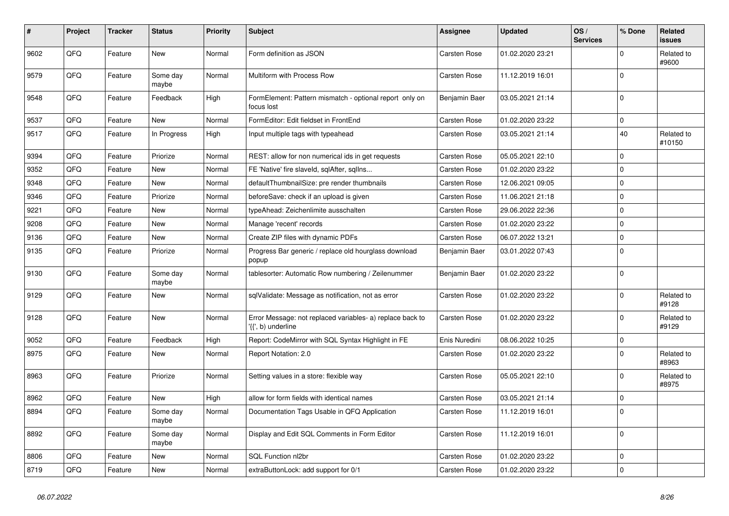| # | Project | Tracker | Status | Priority | Subject | Assignee | Updated | OS / Services | % Done | Related issues |
|---|---|---|---|---|---|---|---|---|---|---|
| 9602 | QFQ | Feature | New | Normal | Form definition as JSON | Carsten Rose | 01.02.2020 23:21 | | 0 | Related to #9600 |
| 9579 | QFQ | Feature | Some day maybe | Normal | Multiform with Process Row | Carsten Rose | 11.12.2019 16:01 | | 0 | |
| 9548 | QFQ | Feature | Feedback | High | FormElement: Pattern mismatch - optional report only on focus lost | Benjamin Baer | 03.05.2021 21:14 | | 0 | |
| 9537 | QFQ | Feature | New | Normal | FormEditor: Edit fieldset in FrontEnd | Carsten Rose | 01.02.2020 23:22 | | 0 | |
| 9517 | QFQ | Feature | In Progress | High | Input multiple tags with typeahead | Carsten Rose | 03.05.2021 21:14 | | 40 | Related to #10150 |
| 9394 | QFQ | Feature | Priorize | Normal | REST: allow for non numerical ids in get requests | Carsten Rose | 05.05.2021 22:10 | | 0 | |
| 9352 | QFQ | Feature | New | Normal | FE 'Native' fire slaveId, sqlAfter, sqlIns... | Carsten Rose | 01.02.2020 23:22 | | 0 | |
| 9348 | QFQ | Feature | New | Normal | defaultThumbnailSize: pre render thumbnails | Carsten Rose | 12.06.2021 09:05 | | 0 | |
| 9346 | QFQ | Feature | Priorize | Normal | beforeSave: check if an upload is given | Carsten Rose | 11.06.2021 21:18 | | 0 | |
| 9221 | QFQ | Feature | New | Normal | typeAhead: Zeichenlimite ausschalten | Carsten Rose | 29.06.2022 22:36 | | 0 | |
| 9208 | QFQ | Feature | New | Normal | Manage 'recent' records | Carsten Rose | 01.02.2020 23:22 | | 0 | |
| 9136 | QFQ | Feature | New | Normal | Create ZIP files with dynamic PDFs | Carsten Rose | 06.07.2022 13:21 | | 0 | |
| 9135 | QFQ | Feature | Priorize | Normal | Progress Bar generic / replace old hourglass download popup | Benjamin Baer | 03.01.2022 07:43 | | 0 | |
| 9130 | QFQ | Feature | Some day maybe | Normal | tablesorter: Automatic Row numbering / Zeilenummer | Benjamin Baer | 01.02.2020 23:22 | | 0 | |
| 9129 | QFQ | Feature | New | Normal | sqlValidate: Message as notification, not as error | Carsten Rose | 01.02.2020 23:22 | | 0 | Related to #9128 |
| 9128 | QFQ | Feature | New | Normal | Error Message: not replaced variables- a) replace back to '{{', b) underline | Carsten Rose | 01.02.2020 23:22 | | 0 | Related to #9129 |
| 9052 | QFQ | Feature | Feedback | High | Report: CodeMirror with SQL Syntax Highlight in FE | Enis Nuredini | 08.06.2022 10:25 | | 0 | |
| 8975 | QFQ | Feature | New | Normal | Report Notation: 2.0 | Carsten Rose | 01.02.2020 23:22 | | 0 | Related to #8963 |
| 8963 | QFQ | Feature | Priorize | Normal | Setting values in a store: flexible way | Carsten Rose | 05.05.2021 22:10 | | 0 | Related to #8975 |
| 8962 | QFQ | Feature | New | High | allow for form fields with identical names | Carsten Rose | 03.05.2021 21:14 | | 0 | |
| 8894 | QFQ | Feature | Some day maybe | Normal | Documentation Tags Usable in QFQ Application | Carsten Rose | 11.12.2019 16:01 | | 0 | |
| 8892 | QFQ | Feature | Some day maybe | Normal | Display and Edit SQL Comments in Form Editor | Carsten Rose | 11.12.2019 16:01 | | 0 | |
| 8806 | QFQ | Feature | New | Normal | SQL Function nl2br | Carsten Rose | 01.02.2020 23:22 | | 0 | |
| 8719 | QFQ | Feature | New | Normal | extraButtonLock: add support for 0/1 | Carsten Rose | 01.02.2020 23:22 | | 0 | |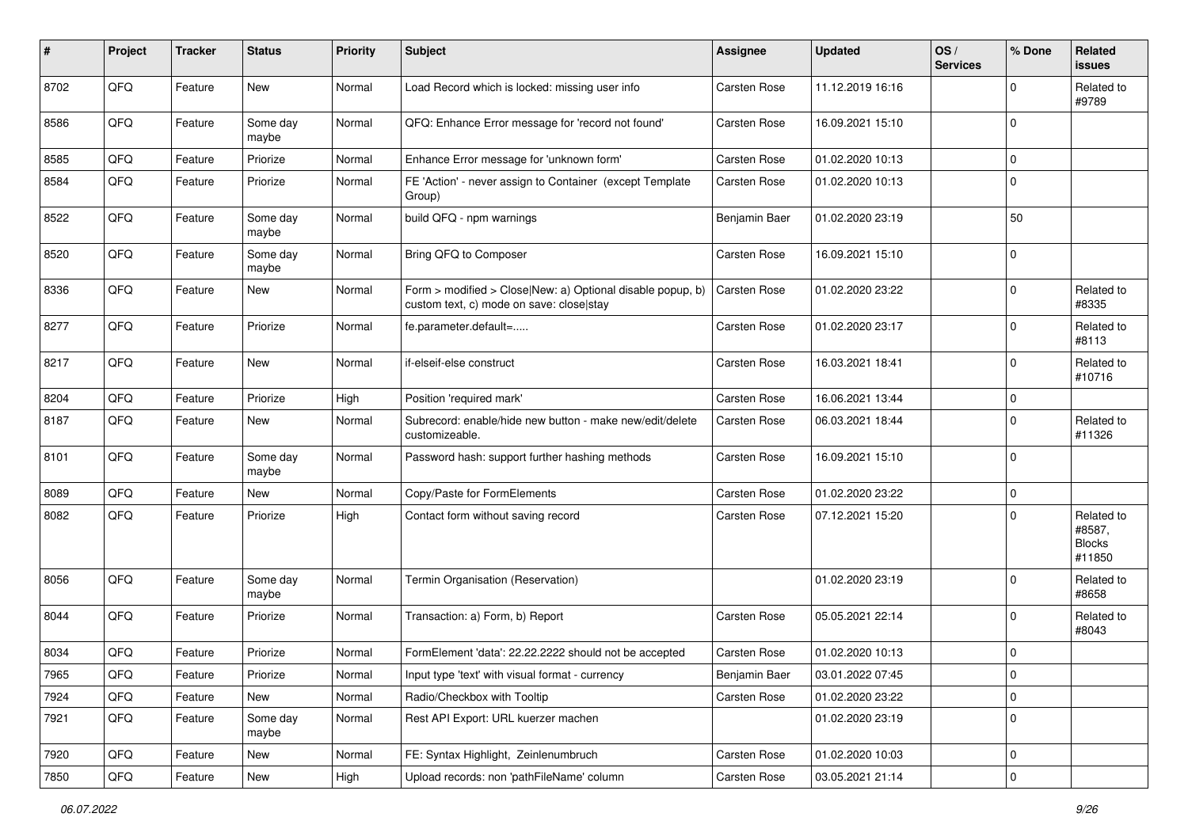| # | Project | Tracker | Status | Priority | Subject | Assignee | Updated | OS / Services | % Done | Related issues |
|---|---|---|---|---|---|---|---|---|---|---|
| 8702 | QFQ | Feature | New | Normal | Load Record which is locked: missing user info | Carsten Rose | 11.12.2019 16:16 | | 0 | Related to #9789 |
| 8586 | QFQ | Feature | Some day maybe | Normal | QFQ: Enhance Error message for 'record not found' | Carsten Rose | 16.09.2021 15:10 | | 0 | |
| 8585 | QFQ | Feature | Priorize | Normal | Enhance Error message for 'unknown form' | Carsten Rose | 01.02.2020 10:13 | | 0 | |
| 8584 | QFQ | Feature | Priorize | Normal | FE 'Action' - never assign to Container (except Template Group) | Carsten Rose | 01.02.2020 10:13 | | 0 | |
| 8522 | QFQ | Feature | Some day maybe | Normal | build QFQ - npm warnings | Benjamin Baer | 01.02.2020 23:19 | | 50 | |
| 8520 | QFQ | Feature | Some day maybe | Normal | Bring QFQ to Composer | Carsten Rose | 16.09.2021 15:10 | | 0 | |
| 8336 | QFQ | Feature | New | Normal | Form > modified > Close\|New: a) Optional disable popup, b) custom text, c) mode on save: close\|stay | Carsten Rose | 01.02.2020 23:22 | | 0 | Related to #8335 |
| 8277 | QFQ | Feature | Priorize | Normal | fe.parameter.default=..... | Carsten Rose | 01.02.2020 23:17 | | 0 | Related to #8113 |
| 8217 | QFQ | Feature | New | Normal | if-elseif-else construct | Carsten Rose | 16.03.2021 18:41 | | 0 | Related to #10716 |
| 8204 | QFQ | Feature | Priorize | High | Position 'required mark' | Carsten Rose | 16.06.2021 13:44 | | 0 | |
| 8187 | QFQ | Feature | New | Normal | Subrecord: enable/hide new button - make new/edit/delete customizeable. | Carsten Rose | 06.03.2021 18:44 | | 0 | Related to #11326 |
| 8101 | QFQ | Feature | Some day maybe | Normal | Password hash: support further hashing methods | Carsten Rose | 16.09.2021 15:10 | | 0 | |
| 8089 | QFQ | Feature | New | Normal | Copy/Paste for FormElements | Carsten Rose | 01.02.2020 23:22 | | 0 | |
| 8082 | QFQ | Feature | Priorize | High | Contact form without saving record | Carsten Rose | 07.12.2021 15:20 | | 0 | Related to #8587, Blocks #11850 |
| 8056 | QFQ | Feature | Some day maybe | Normal | Termin Organisation (Reservation) | | 01.02.2020 23:19 | | 0 | Related to #8658 |
| 8044 | QFQ | Feature | Priorize | Normal | Transaction: a) Form, b) Report | Carsten Rose | 05.05.2021 22:14 | | 0 | Related to #8043 |
| 8034 | QFQ | Feature | Priorize | Normal | FormElement 'data': 22.22.2222 should not be accepted | Carsten Rose | 01.02.2020 10:13 | | 0 | |
| 7965 | QFQ | Feature | Priorize | Normal | Input type 'text' with visual format - currency | Benjamin Baer | 03.01.2022 07:45 | | 0 | |
| 7924 | QFQ | Feature | New | Normal | Radio/Checkbox with Tooltip | Carsten Rose | 01.02.2020 23:22 | | 0 | |
| 7921 | QFQ | Feature | Some day maybe | Normal | Rest API Export: URL kuerzer machen | | 01.02.2020 23:19 | | 0 | |
| 7920 | QFQ | Feature | New | Normal | FE: Syntax Highlight, Zeinlenumbruch | Carsten Rose | 01.02.2020 10:03 | | 0 | |
| 7850 | QFQ | Feature | New | High | Upload records: non 'pathFileName' column | Carsten Rose | 03.05.2021 21:14 | | 0 | |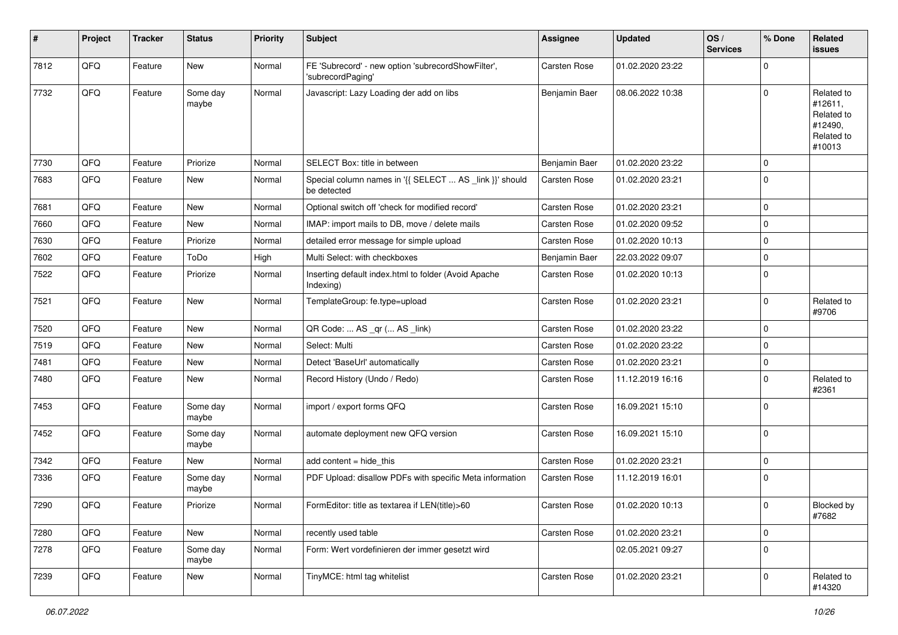| # | Project | Tracker | Status | Priority | Subject | Assignee | Updated | OS / Services | % Done | Related issues |
|---|---|---|---|---|---|---|---|---|---|---|
| 7812 | QFQ | Feature | New | Normal | FE 'Subrecord' - new option 'subrecordShowFilter', 'subrecordPaging' | Carsten Rose | 01.02.2020 23:22 | | 0 | |
| 7732 | QFQ | Feature | Some day maybe | Normal | Javascript: Lazy Loading der add on libs | Benjamin Baer | 08.06.2022 10:38 | | 0 | Related to #12611, Related to #12490, Related to #10013 |
| 7730 | QFQ | Feature | Priorize | Normal | SELECT Box: title in between | Benjamin Baer | 01.02.2020 23:22 | | 0 | |
| 7683 | QFQ | Feature | New | Normal | Special column names in '{{ SELECT ... AS _link }}' should be detected | Carsten Rose | 01.02.2020 23:21 | | 0 | |
| 7681 | QFQ | Feature | New | Normal | Optional switch off 'check for modified record' | Carsten Rose | 01.02.2020 23:21 | | 0 | |
| 7660 | QFQ | Feature | New | Normal | IMAP: import mails to DB, move / delete mails | Carsten Rose | 01.02.2020 09:52 | | 0 | |
| 7630 | QFQ | Feature | Priorize | Normal | detailed error message for simple upload | Carsten Rose | 01.02.2020 10:13 | | 0 | |
| 7602 | QFQ | Feature | ToDo | High | Multi Select: with checkboxes | Benjamin Baer | 22.03.2022 09:07 | | 0 | |
| 7522 | QFQ | Feature | Priorize | Normal | Inserting default index.html to folder (Avoid Apache Indexing) | Carsten Rose | 01.02.2020 10:13 | | 0 | |
| 7521 | QFQ | Feature | New | Normal | TemplateGroup: fe.type=upload | Carsten Rose | 01.02.2020 23:21 | | 0 | Related to #9706 |
| 7520 | QFQ | Feature | New | Normal | QR Code: ... AS _qr (... AS _link) | Carsten Rose | 01.02.2020 23:22 | | 0 | |
| 7519 | QFQ | Feature | New | Normal | Select: Multi | Carsten Rose | 01.02.2020 23:22 | | 0 | |
| 7481 | QFQ | Feature | New | Normal | Detect 'BaseUrl' automatically | Carsten Rose | 01.02.2020 23:21 | | 0 | |
| 7480 | QFQ | Feature | New | Normal | Record History (Undo / Redo) | Carsten Rose | 11.12.2019 16:16 | | 0 | Related to #2361 |
| 7453 | QFQ | Feature | Some day maybe | Normal | import / export forms QFQ | Carsten Rose | 16.09.2021 15:10 | | 0 | |
| 7452 | QFQ | Feature | Some day maybe | Normal | automate deployment new QFQ version | Carsten Rose | 16.09.2021 15:10 | | 0 | |
| 7342 | QFQ | Feature | New | Normal | add content = hide_this | Carsten Rose | 01.02.2020 23:21 | | 0 | |
| 7336 | QFQ | Feature | Some day maybe | Normal | PDF Upload: disallow PDFs with specific Meta information | Carsten Rose | 11.12.2019 16:01 | | 0 | |
| 7290 | QFQ | Feature | Priorize | Normal | FormEditor: title as textarea if LEN(title)>60 | Carsten Rose | 01.02.2020 10:13 | | 0 | Blocked by #7682 |
| 7280 | QFQ | Feature | New | Normal | recently used table | Carsten Rose | 01.02.2020 23:21 | | 0 | |
| 7278 | QFQ | Feature | Some day maybe | Normal | Form: Wert vordefinieren der immer gesetzt wird | | 02.05.2021 09:27 | | 0 | |
| 7239 | QFQ | Feature | New | Normal | TinyMCE: html tag whitelist | Carsten Rose | 01.02.2020 23:21 | | 0 | Related to #14320 |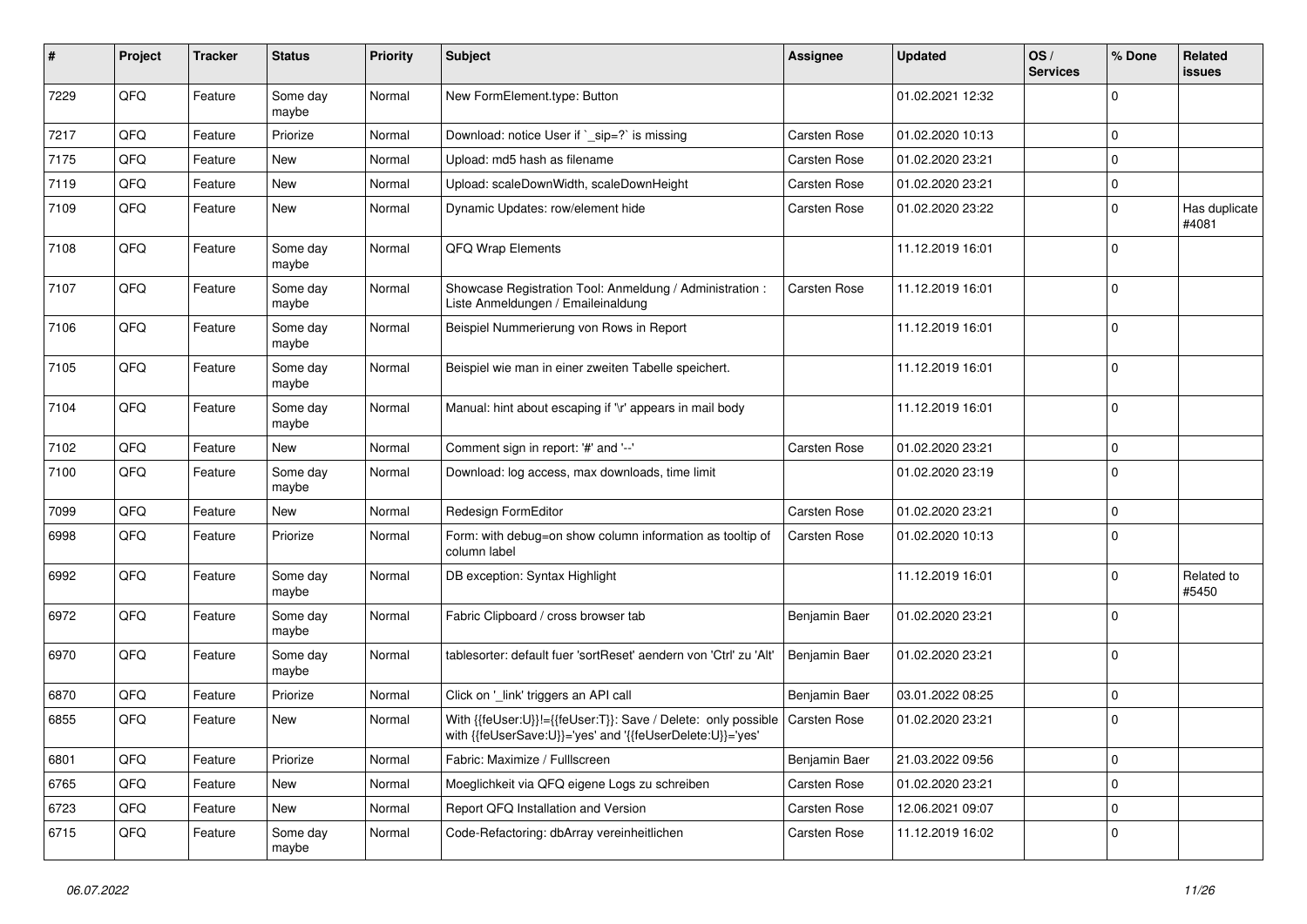| # | Project | Tracker | Status | Priority | Subject | Assignee | Updated | OS / Services | % Done | Related issues |
|---|---|---|---|---|---|---|---|---|---|---|
| 7229 | QFQ | Feature | Some day maybe | Normal | New FormElement.type: Button | | 01.02.2021 12:32 | | 0 | |
| 7217 | QFQ | Feature | Priorize | Normal | Download: notice User if `_sip=?` is missing | Carsten Rose | 01.02.2020 10:13 | | 0 | |
| 7175 | QFQ | Feature | New | Normal | Upload: md5 hash as filename | Carsten Rose | 01.02.2020 23:21 | | 0 | |
| 7119 | QFQ | Feature | New | Normal | Upload: scaleDownWidth, scaleDownHeight | Carsten Rose | 01.02.2020 23:21 | | 0 | |
| 7109 | QFQ | Feature | New | Normal | Dynamic Updates: row/element hide | Carsten Rose | 01.02.2020 23:22 | | 0 | Has duplicate #4081 |
| 7108 | QFQ | Feature | Some day maybe | Normal | QFQ Wrap Elements | | 11.12.2019 16:01 | | 0 | |
| 7107 | QFQ | Feature | Some day maybe | Normal | Showcase Registration Tool: Anmeldung / Administration : Liste Anmeldungen / Emaileinaldung | Carsten Rose | 11.12.2019 16:01 | | 0 | |
| 7106 | QFQ | Feature | Some day maybe | Normal | Beispiel Nummerierung von Rows in Report | | 11.12.2019 16:01 | | 0 | |
| 7105 | QFQ | Feature | Some day maybe | Normal | Beispiel wie man in einer zweiten Tabelle speichert. | | 11.12.2019 16:01 | | 0 | |
| 7104 | QFQ | Feature | Some day maybe | Normal | Manual: hint about escaping if '\r' appears in mail body | | 11.12.2019 16:01 | | 0 | |
| 7102 | QFQ | Feature | New | Normal | Comment sign in report: '#' and '--' | Carsten Rose | 01.02.2020 23:21 | | 0 | |
| 7100 | QFQ | Feature | Some day maybe | Normal | Download: log access, max downloads, time limit | | 01.02.2020 23:19 | | 0 | |
| 7099 | QFQ | Feature | New | Normal | Redesign FormEditor | Carsten Rose | 01.02.2020 23:21 | | 0 | |
| 6998 | QFQ | Feature | Priorize | Normal | Form: with debug=on show column information as tooltip of column label | Carsten Rose | 01.02.2020 10:13 | | 0 | |
| 6992 | QFQ | Feature | Some day maybe | Normal | DB exception: Syntax Highlight | | 11.12.2019 16:01 | | 0 | Related to #5450 |
| 6972 | QFQ | Feature | Some day maybe | Normal | Fabric Clipboard / cross browser tab | Benjamin Baer | 01.02.2020 23:21 | | 0 | |
| 6970 | QFQ | Feature | Some day maybe | Normal | tablesorter: default fuer 'sortReset' aendern von 'Ctrl' zu 'Alt' | Benjamin Baer | 01.02.2020 23:21 | | 0 | |
| 6870 | QFQ | Feature | Priorize | Normal | Click on '_link' triggers an API call | Benjamin Baer | 03.01.2022 08:25 | | 0 | |
| 6855 | QFQ | Feature | New | Normal | With {{feUser:U}}!={{feUser:T}}: Save / Delete: only possible with {{feUserSave:U}}='yes' and '{{feUserDelete:U}}='yes' | Carsten Rose | 01.02.2020 23:21 | | 0 | |
| 6801 | QFQ | Feature | Priorize | Normal | Fabric: Maximize / Fulllscreen | Benjamin Baer | 21.03.2022 09:56 | | 0 | |
| 6765 | QFQ | Feature | New | Normal | Moeglichkeit via QFQ eigene Logs zu schreiben | Carsten Rose | 01.02.2020 23:21 | | 0 | |
| 6723 | QFQ | Feature | New | Normal | Report QFQ Installation and Version | Carsten Rose | 12.06.2021 09:07 | | 0 | |
| 6715 | QFQ | Feature | Some day maybe | Normal | Code-Refactoring: dbArray vereinheitlichen | Carsten Rose | 11.12.2019 16:02 | | 0 | |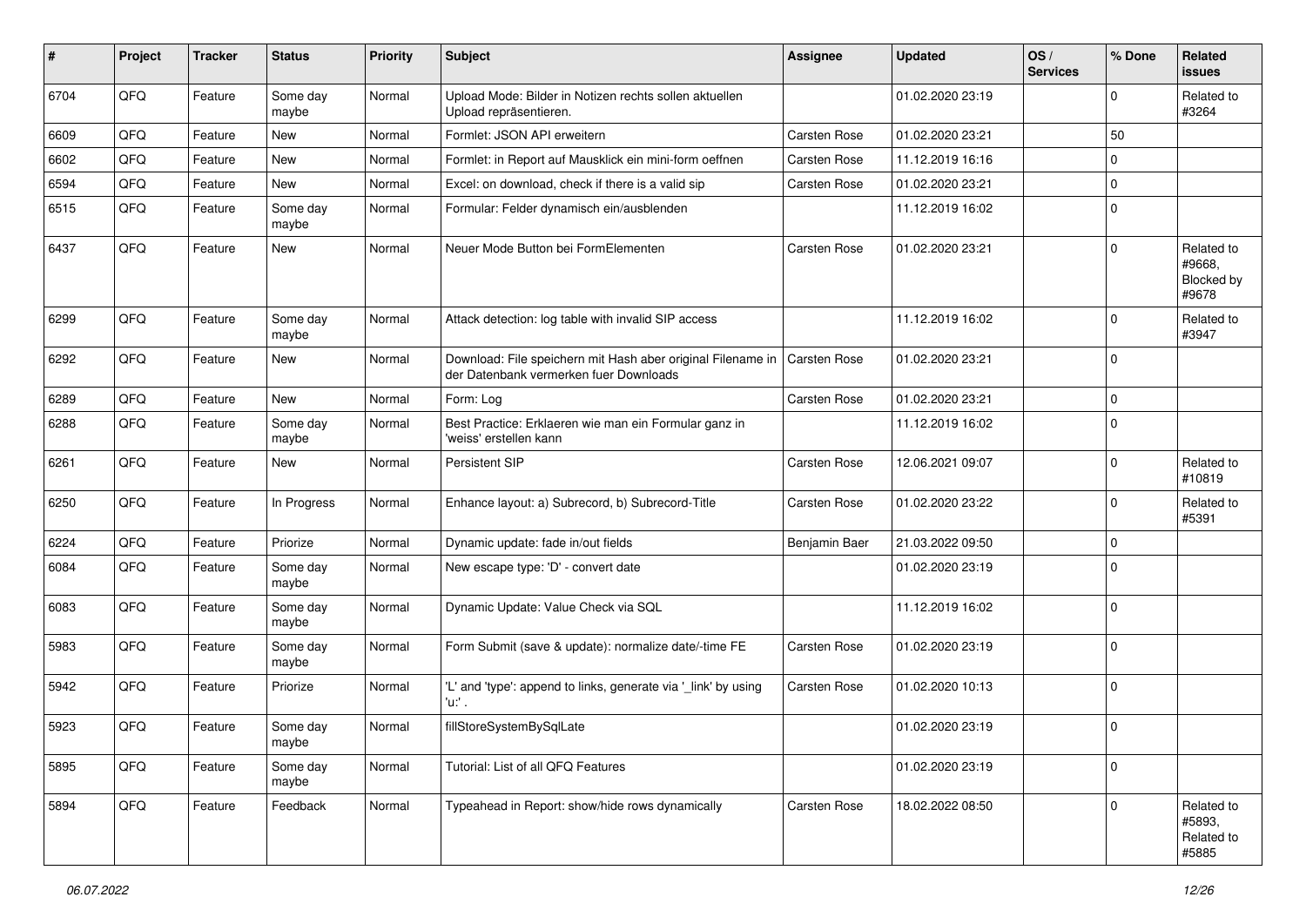| # | Project | Tracker | Status | Priority | Subject | Assignee | Updated | OS / Services | % Done | Related issues |
|---|---|---|---|---|---|---|---|---|---|---|
| 6704 | QFQ | Feature | Some day maybe | Normal | Upload Mode: Bilder in Notizen rechts sollen aktuellen Upload repräsentieren. | | 01.02.2020 23:19 | | 0 | Related to #3264 |
| 6609 | QFQ | Feature | New | Normal | Formlet: JSON API erweitern | Carsten Rose | 01.02.2020 23:21 | | 50 | |
| 6602 | QFQ | Feature | New | Normal | Formlet: in Report auf Mausklick ein mini-form oeffnen | Carsten Rose | 11.12.2019 16:16 | | 0 | |
| 6594 | QFQ | Feature | New | Normal | Excel: on download, check if there is a valid sip | Carsten Rose | 01.02.2020 23:21 | | 0 | |
| 6515 | QFQ | Feature | Some day maybe | Normal | Formular: Felder dynamisch ein/ausblenden | | 11.12.2019 16:02 | | 0 | |
| 6437 | QFQ | Feature | New | Normal | Neuer Mode Button bei FormElementen | Carsten Rose | 01.02.2020 23:21 | | 0 | Related to #9668, Blocked by #9678 |
| 6299 | QFQ | Feature | Some day maybe | Normal | Attack detection: log table with invalid SIP access | | 11.12.2019 16:02 | | 0 | Related to #3947 |
| 6292 | QFQ | Feature | New | Normal | Download: File speichern mit Hash aber original Filename in der Datenbank vermerken fuer Downloads | Carsten Rose | 01.02.2020 23:21 | | 0 | |
| 6289 | QFQ | Feature | New | Normal | Form: Log | Carsten Rose | 01.02.2020 23:21 | | 0 | |
| 6288 | QFQ | Feature | Some day maybe | Normal | Best Practice: Erklaeren wie man ein Formular ganz in 'weiss' erstellen kann | | 11.12.2019 16:02 | | 0 | |
| 6261 | QFQ | Feature | New | Normal | Persistent SIP | Carsten Rose | 12.06.2021 09:07 | | 0 | Related to #10819 |
| 6250 | QFQ | Feature | In Progress | Normal | Enhance layout: a) Subrecord, b) Subrecord-Title | Carsten Rose | 01.02.2020 23:22 | | 0 | Related to #5391 |
| 6224 | QFQ | Feature | Priorize | Normal | Dynamic update: fade in/out fields | Benjamin Baer | 21.03.2022 09:50 | | 0 | |
| 6084 | QFQ | Feature | Some day maybe | Normal | New escape type: 'D' - convert date | | 01.02.2020 23:19 | | 0 | |
| 6083 | QFQ | Feature | Some day maybe | Normal | Dynamic Update: Value Check via SQL | | 11.12.2019 16:02 | | 0 | |
| 5983 | QFQ | Feature | Some day maybe | Normal | Form Submit (save & update): normalize date/-time FE | Carsten Rose | 01.02.2020 23:19 | | 0 | |
| 5942 | QFQ | Feature | Priorize | Normal | 'L' and 'type': append to links, generate via '_link' by using 'u:' . | Carsten Rose | 01.02.2020 10:13 | | 0 | |
| 5923 | QFQ | Feature | Some day maybe | Normal | fillStoreSystemBySqlLate | | 01.02.2020 23:19 | | 0 | |
| 5895 | QFQ | Feature | Some day maybe | Normal | Tutorial: List of all QFQ Features | | 01.02.2020 23:19 | | 0 | |
| 5894 | QFQ | Feature | Feedback | Normal | Typeahead in Report: show/hide rows dynamically | Carsten Rose | 18.02.2022 08:50 | | 0 | Related to #5893, Related to #5885 |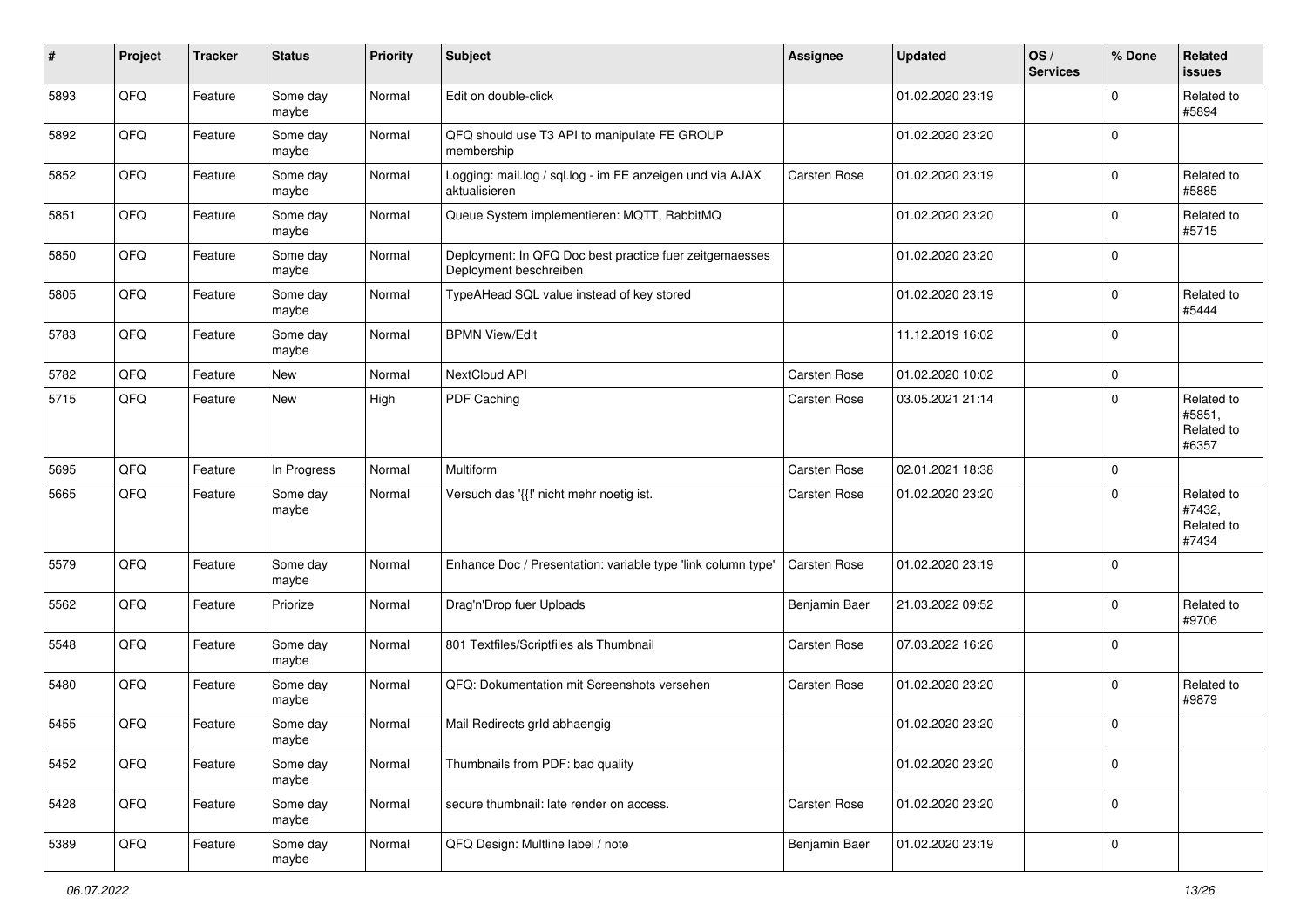| # | Project | Tracker | Status | Priority | Subject | Assignee | Updated | OS / Services | % Done | Related issues |
|---|---|---|---|---|---|---|---|---|---|---|
| 5893 | QFQ | Feature | Some day maybe | Normal | Edit on double-click | | 01.02.2020 23:19 | | 0 | Related to #5894 |
| 5892 | QFQ | Feature | Some day maybe | Normal | QFQ should use T3 API to manipulate FE GROUP membership | | 01.02.2020 23:20 | | 0 | |
| 5852 | QFQ | Feature | Some day maybe | Normal | Logging: mail.log / sql.log - im FE anzeigen und via AJAX aktualisieren | Carsten Rose | 01.02.2020 23:19 | | 0 | Related to #5885 |
| 5851 | QFQ | Feature | Some day maybe | Normal | Queue System implementieren: MQTT, RabbitMQ | | 01.02.2020 23:20 | | 0 | Related to #5715 |
| 5850 | QFQ | Feature | Some day maybe | Normal | Deployment: In QFQ Doc best practice fuer zeitgemaesses Deployment beschreiben | | 01.02.2020 23:20 | | 0 | |
| 5805 | QFQ | Feature | Some day maybe | Normal | TypeAHead SQL value instead of key stored | | 01.02.2020 23:19 | | 0 | Related to #5444 |
| 5783 | QFQ | Feature | Some day maybe | Normal | BPMN View/Edit | | 11.12.2019 16:02 | | 0 | |
| 5782 | QFQ | Feature | New | Normal | NextCloud API | Carsten Rose | 01.02.2020 10:02 | | 0 | |
| 5715 | QFQ | Feature | New | High | PDF Caching | Carsten Rose | 03.05.2021 21:14 | | 0 | Related to #5851, Related to #6357 |
| 5695 | QFQ | Feature | In Progress | Normal | Multiform | Carsten Rose | 02.01.2021 18:38 | | 0 | |
| 5665 | QFQ | Feature | Some day maybe | Normal | Versuch das '{{!' nicht mehr noetig ist. | Carsten Rose | 01.02.2020 23:20 | | 0 | Related to #7432, Related to #7434 |
| 5579 | QFQ | Feature | Some day maybe | Normal | Enhance Doc / Presentation: variable type 'link column type' | Carsten Rose | 01.02.2020 23:19 | | 0 | |
| 5562 | QFQ | Feature | Priorize | Normal | Drag'n'Drop fuer Uploads | Benjamin Baer | 21.03.2022 09:52 | | 0 | Related to #9706 |
| 5548 | QFQ | Feature | Some day maybe | Normal | 801 Textfiles/Scriptfiles als Thumbnail | Carsten Rose | 07.03.2022 16:26 | | 0 | |
| 5480 | QFQ | Feature | Some day maybe | Normal | QFQ: Dokumentation mit Screenshots versehen | Carsten Rose | 01.02.2020 23:20 | | 0 | Related to #9879 |
| 5455 | QFQ | Feature | Some day maybe | Normal | Mail Redirects grId abhaengig | | 01.02.2020 23:20 | | 0 | |
| 5452 | QFQ | Feature | Some day maybe | Normal | Thumbnails from PDF: bad quality | | 01.02.2020 23:20 | | 0 | |
| 5428 | QFQ | Feature | Some day maybe | Normal | secure thumbnail: late render on access. | Carsten Rose | 01.02.2020 23:20 | | 0 | |
| 5389 | QFQ | Feature | Some day maybe | Normal | QFQ Design: Multline label / note | Benjamin Baer | 01.02.2020 23:19 | | 0 | |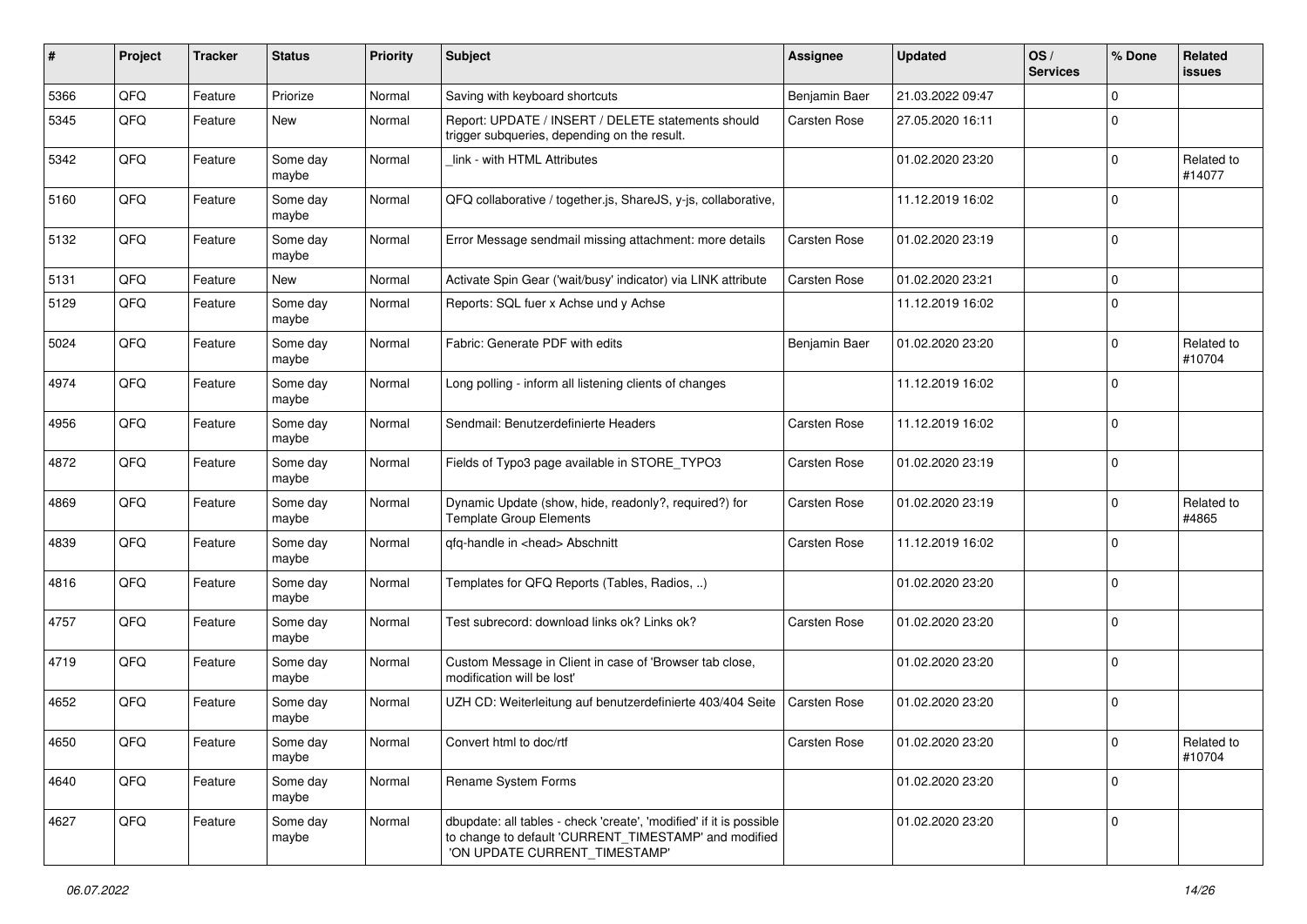| # | Project | Tracker | Status | Priority | Subject | Assignee | Updated | OS / Services | % Done | Related issues |
|---|---|---|---|---|---|---|---|---|---|---|
| 5366 | QFQ | Feature | Priorize | Normal | Saving with keyboard shortcuts | Benjamin Baer | 21.03.2022 09:47 | | 0 | |
| 5345 | QFQ | Feature | New | Normal | Report: UPDATE / INSERT / DELETE statements should trigger subqueries, depending on the result. | Carsten Rose | 27.05.2020 16:11 | | 0 | |
| 5342 | QFQ | Feature | Some day maybe | Normal | _link - with HTML Attributes | | 01.02.2020 23:20 | | 0 | Related to #14077 |
| 5160 | QFQ | Feature | Some day maybe | Normal | QFQ collaborative / together.js, ShareJS, y-js, collaborative, | | 11.12.2019 16:02 | | 0 | |
| 5132 | QFQ | Feature | Some day maybe | Normal | Error Message sendmail missing attachment: more details | Carsten Rose | 01.02.2020 23:19 | | 0 | |
| 5131 | QFQ | Feature | New | Normal | Activate Spin Gear ('wait/busy' indicator) via LINK attribute | Carsten Rose | 01.02.2020 23:21 | | 0 | |
| 5129 | QFQ | Feature | Some day maybe | Normal | Reports: SQL fuer x Achse und y Achse | | 11.12.2019 16:02 | | 0 | |
| 5024 | QFQ | Feature | Some day maybe | Normal | Fabric: Generate PDF with edits | Benjamin Baer | 01.02.2020 23:20 | | 0 | Related to #10704 |
| 4974 | QFQ | Feature | Some day maybe | Normal | Long polling - inform all listening clients of changes | | 11.12.2019 16:02 | | 0 | |
| 4956 | QFQ | Feature | Some day maybe | Normal | Sendmail: Benutzerdefinierte Headers | Carsten Rose | 11.12.2019 16:02 | | 0 | |
| 4872 | QFQ | Feature | Some day maybe | Normal | Fields of Typo3 page available in STORE_TYPO3 | Carsten Rose | 01.02.2020 23:19 | | 0 | |
| 4869 | QFQ | Feature | Some day maybe | Normal | Dynamic Update (show, hide, readonly?, required?) for Template Group Elements | Carsten Rose | 01.02.2020 23:19 | | 0 | Related to #4865 |
| 4839 | QFQ | Feature | Some day maybe | Normal | qfq-handle in <head> Abschnitt | Carsten Rose | 11.12.2019 16:02 | | 0 | |
| 4816 | QFQ | Feature | Some day maybe | Normal | Templates for QFQ Reports (Tables, Radios, ..) | | 01.02.2020 23:20 | | 0 | |
| 4757 | QFQ | Feature | Some day maybe | Normal | Test subrecord: download links ok? Links ok? | Carsten Rose | 01.02.2020 23:20 | | 0 | |
| 4719 | QFQ | Feature | Some day maybe | Normal | Custom Message in Client in case of 'Browser tab close, modification will be lost' | | 01.02.2020 23:20 | | 0 | |
| 4652 | QFQ | Feature | Some day maybe | Normal | UZH CD: Weiterleitung auf benutzerdefinierte 403/404 Seite | Carsten Rose | 01.02.2020 23:20 | | 0 | |
| 4650 | QFQ | Feature | Some day maybe | Normal | Convert html to doc/rtf | Carsten Rose | 01.02.2020 23:20 | | 0 | Related to #10704 |
| 4640 | QFQ | Feature | Some day maybe | Normal | Rename System Forms | | 01.02.2020 23:20 | | 0 | |
| 4627 | QFQ | Feature | Some day maybe | Normal | dbupdate: all tables - check 'create', 'modified' if it is possible to change to default 'CURRENT_TIMESTAMP' and modified 'ON UPDATE CURRENT_TIMESTAMP' | | 01.02.2020 23:20 | | 0 | |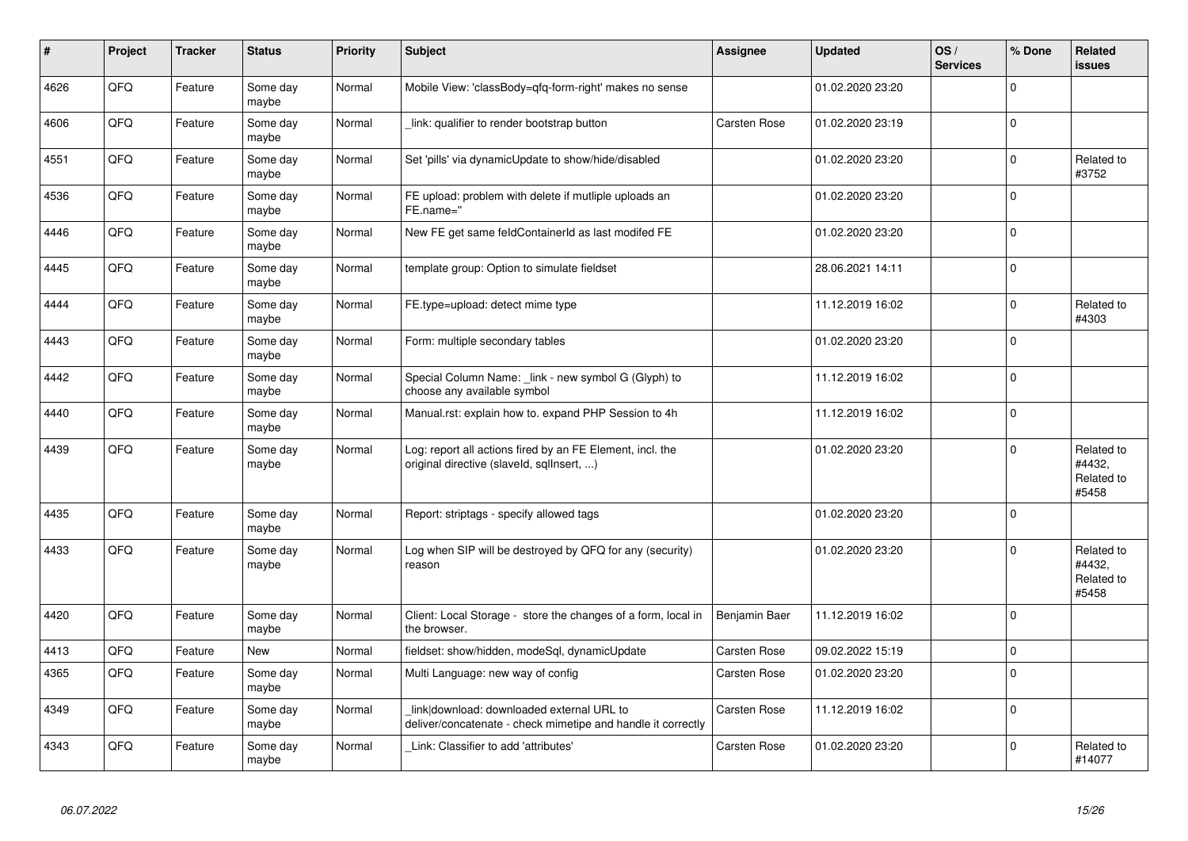| # | Project | Tracker | Status | Priority | Subject | Assignee | Updated | OS / Services | % Done | Related issues |
|---|---|---|---|---|---|---|---|---|---|---|
| 4626 | QFQ | Feature | Some day maybe | Normal | Mobile View: 'classBody=qfq-form-right' makes no sense | | 01.02.2020 23:20 | | 0 | |
| 4606 | QFQ | Feature | Some day maybe | Normal | _link: qualifier to render bootstrap button | Carsten Rose | 01.02.2020 23:19 | | 0 | |
| 4551 | QFQ | Feature | Some day maybe | Normal | Set 'pills' via dynamicUpdate to show/hide/disabled | | 01.02.2020 23:20 | | 0 | Related to #3752 |
| 4536 | QFQ | Feature | Some day maybe | Normal | FE upload: problem with delete if mutliple uploads an FE.name='' | | 01.02.2020 23:20 | | 0 | |
| 4446 | QFQ | Feature | Some day maybe | Normal | New FE get same feldContainerId as last modifed FE | | 01.02.2020 23:20 | | 0 | |
| 4445 | QFQ | Feature | Some day maybe | Normal | template group: Option to simulate fieldset | | 28.06.2021 14:11 | | 0 | |
| 4444 | QFQ | Feature | Some day maybe | Normal | FE.type=upload: detect mime type | | 11.12.2019 16:02 | | 0 | Related to #4303 |
| 4443 | QFQ | Feature | Some day maybe | Normal | Form: multiple secondary tables | | 01.02.2020 23:20 | | 0 | |
| 4442 | QFQ | Feature | Some day maybe | Normal | Special Column Name: _link - new symbol G (Glyph) to choose any available symbol | | 11.12.2019 16:02 | | 0 | |
| 4440 | QFQ | Feature | Some day maybe | Normal | Manual.rst: explain how to. expand PHP Session to 4h | | 11.12.2019 16:02 | | 0 | |
| 4439 | QFQ | Feature | Some day maybe | Normal | Log: report all actions fired by an FE Element, incl. the original directive (slaveId, sqlInsert, ...) | | 01.02.2020 23:20 | | 0 | Related to #4432, Related to #5458 |
| 4435 | QFQ | Feature | Some day maybe | Normal | Report: striptags - specify allowed tags | | 01.02.2020 23:20 | | 0 | |
| 4433 | QFQ | Feature | Some day maybe | Normal | Log when SIP will be destroyed by QFQ for any (security) reason | | 01.02.2020 23:20 | | 0 | Related to #4432, Related to #5458 |
| 4420 | QFQ | Feature | Some day maybe | Normal | Client: Local Storage - store the changes of a form, local in the browser. | Benjamin Baer | 11.12.2019 16:02 | | 0 | |
| 4413 | QFQ | Feature | New | Normal | fieldset: show/hidden, modeSql, dynamicUpdate | Carsten Rose | 09.02.2022 15:19 | | 0 | |
| 4365 | QFQ | Feature | Some day maybe | Normal | Multi Language: new way of config | Carsten Rose | 01.02.2020 23:20 | | 0 | |
| 4349 | QFQ | Feature | Some day maybe | Normal | link\|download: downloaded external URL to deliver/concatenate - check mimetipe and handle it correctly | Carsten Rose | 11.12.2019 16:02 | | 0 | |
| 4343 | QFQ | Feature | Some day maybe | Normal | _Link: Classifier to add 'attributes' | Carsten Rose | 01.02.2020 23:20 | | 0 | Related to #14077 |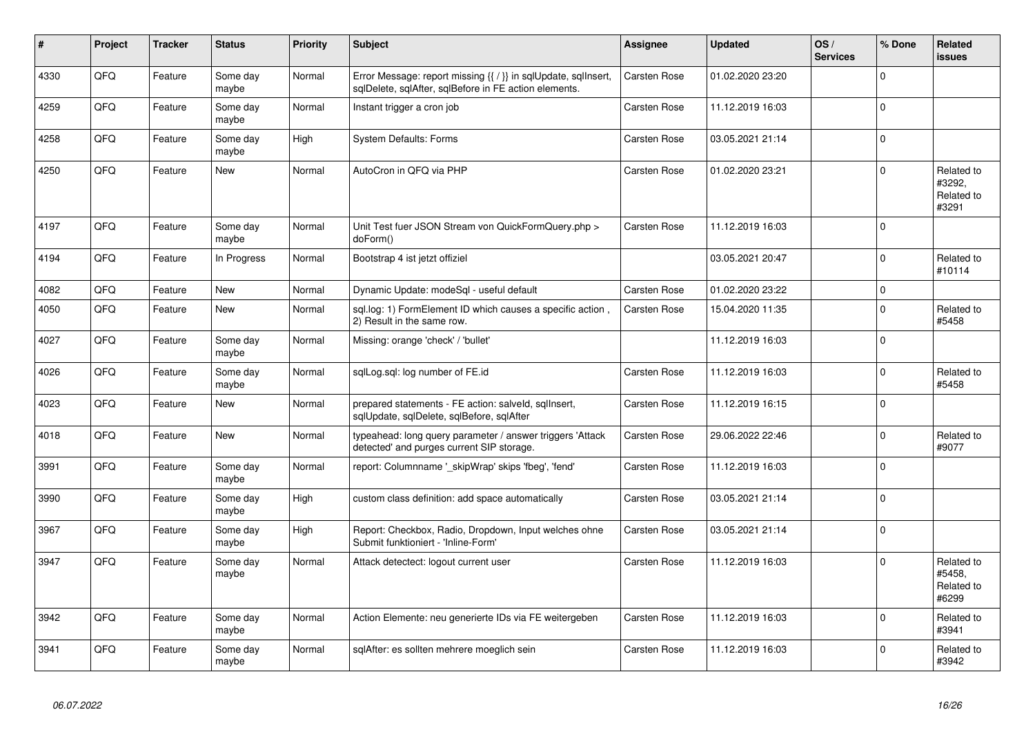| # | Project | Tracker | Status | Priority | Subject | Assignee | Updated | OS / Services | % Done | Related issues |
|---|---|---|---|---|---|---|---|---|---|---|
| 4330 | QFQ | Feature | Some day maybe | Normal | Error Message: report missing {{ / }} in sqlUpdate, sqlInsert, sqlDelete, sqlAfter, sqlBefore in FE action elements. | Carsten Rose | 01.02.2020 23:20 | | 0 | |
| 4259 | QFQ | Feature | Some day maybe | Normal | Instant trigger a cron job | Carsten Rose | 11.12.2019 16:03 | | 0 | |
| 4258 | QFQ | Feature | Some day maybe | High | System Defaults: Forms | Carsten Rose | 03.05.2021 21:14 | | 0 | |
| 4250 | QFQ | Feature | New | Normal | AutoCron in QFQ via PHP | Carsten Rose | 01.02.2020 23:21 | | 0 | Related to #3292, Related to #3291 |
| 4197 | QFQ | Feature | Some day maybe | Normal | Unit Test fuer JSON Stream von QuickFormQuery.php > doForm() | Carsten Rose | 11.12.2019 16:03 | | 0 | |
| 4194 | QFQ | Feature | In Progress | Normal | Bootstrap 4 ist jetzt offiziel | | 03.05.2021 20:47 | | 0 | Related to #10114 |
| 4082 | QFQ | Feature | New | Normal | Dynamic Update: modeSql - useful default | Carsten Rose | 01.02.2020 23:22 | | 0 | |
| 4050 | QFQ | Feature | New | Normal | sql.log: 1) FormElement ID which causes a specific action , 2) Result in the same row. | Carsten Rose | 15.04.2020 11:35 | | 0 | Related to #5458 |
| 4027 | QFQ | Feature | Some day maybe | Normal | Missing: orange 'check' / 'bullet' | | 11.12.2019 16:03 | | 0 | |
| 4026 | QFQ | Feature | Some day maybe | Normal | sqlLog.sql: log number of FE.id | Carsten Rose | 11.12.2019 16:03 | | 0 | Related to #5458 |
| 4023 | QFQ | Feature | New | Normal | prepared statements - FE action: salveld, sqlInsert, sqlUpdate, sqlDelete, sqlBefore, sqlAfter | Carsten Rose | 11.12.2019 16:15 | | 0 | |
| 4018 | QFQ | Feature | New | Normal | typeahead: long query parameter / answer triggers 'Attack detected' and purges current SIP storage. | Carsten Rose | 29.06.2022 22:46 | | 0 | Related to #9077 |
| 3991 | QFQ | Feature | Some day maybe | Normal | report: Columnname '_skipWrap' skips 'fbeg', 'fend' | Carsten Rose | 11.12.2019 16:03 | | 0 | |
| 3990 | QFQ | Feature | Some day maybe | High | custom class definition: add space automatically | Carsten Rose | 03.05.2021 21:14 | | 0 | |
| 3967 | QFQ | Feature | Some day maybe | High | Report: Checkbox, Radio, Dropdown, Input welches ohne Submit funktioniert - 'Inline-Form' | Carsten Rose | 03.05.2021 21:14 | | 0 | |
| 3947 | QFQ | Feature | Some day maybe | Normal | Attack detectect: logout current user | Carsten Rose | 11.12.2019 16:03 | | 0 | Related to #5458, Related to #6299 |
| 3942 | QFQ | Feature | Some day maybe | Normal | Action Elemente: neu generierte IDs via FE weitergeben | Carsten Rose | 11.12.2019 16:03 | | 0 | Related to #3941 |
| 3941 | QFQ | Feature | Some day maybe | Normal | sqlAfter: es sollten mehrere moeglich sein | Carsten Rose | 11.12.2019 16:03 | | 0 | Related to #3942 |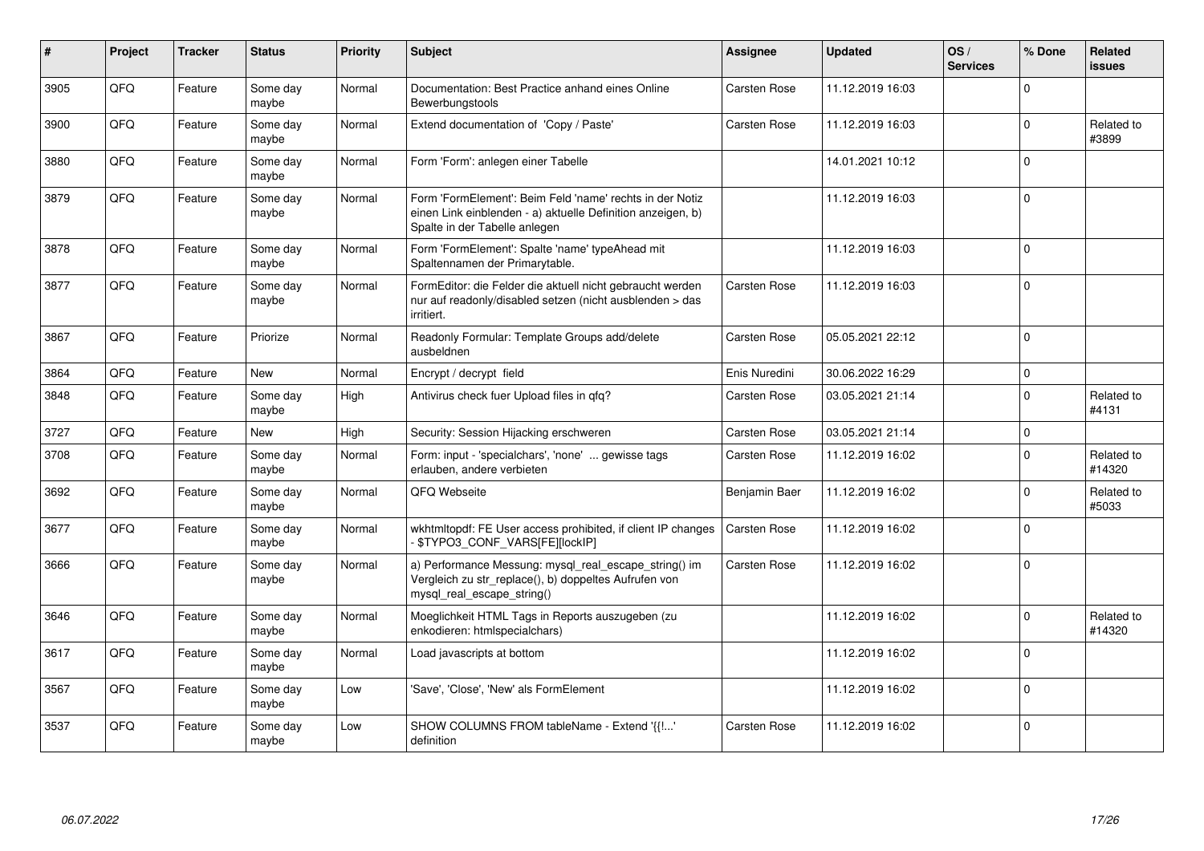| # | Project | Tracker | Status | Priority | Subject | Assignee | Updated | OS / Services | % Done | Related issues |
|---|---|---|---|---|---|---|---|---|---|---|
| 3905 | QFQ | Feature | Some day maybe | Normal | Documentation: Best Practice anhand eines Online Bewerbungstools | Carsten Rose | 11.12.2019 16:03 | | 0 | |
| 3900 | QFQ | Feature | Some day maybe | Normal | Extend documentation of 'Copy / Paste' | Carsten Rose | 11.12.2019 16:03 | | 0 | Related to #3899 |
| 3880 | QFQ | Feature | Some day maybe | Normal | Form 'Form': anlegen einer Tabelle | | 14.01.2021 10:12 | | 0 | |
| 3879 | QFQ | Feature | Some day maybe | Normal | Form 'FormElement': Beim Feld 'name' rechts in der Notiz einen Link einblenden - a) aktuelle Definition anzeigen, b) Spalte in der Tabelle anlegen | | 11.12.2019 16:03 | | 0 | |
| 3878 | QFQ | Feature | Some day maybe | Normal | Form 'FormElement': Spalte 'name' typeAhead mit Spaltennamen der Primarytable. | | 11.12.2019 16:03 | | 0 | |
| 3877 | QFQ | Feature | Some day maybe | Normal | FormEditor: die Felder die aktuell nicht gebraucht werden nur auf readonly/disabled setzen (nicht ausblenden > das irritiert. | Carsten Rose | 11.12.2019 16:03 | | 0 | |
| 3867 | QFQ | Feature | Priorize | Normal | Readonly Formular: Template Groups add/delete ausbeldnen | Carsten Rose | 05.05.2021 22:12 | | 0 | |
| 3864 | QFQ | Feature | New | Normal | Encrypt / decrypt field | Enis Nuredini | 30.06.2022 16:29 | | 0 | |
| 3848 | QFQ | Feature | Some day maybe | High | Antivirus check fuer Upload files in qfq? | Carsten Rose | 03.05.2021 21:14 | | 0 | Related to #4131 |
| 3727 | QFQ | Feature | New | High | Security: Session Hijacking erschweren | Carsten Rose | 03.05.2021 21:14 | | 0 | |
| 3708 | QFQ | Feature | Some day maybe | Normal | Form: input - 'specialchars', 'none' ... gewisse tags erlauben, andere verbieten | Carsten Rose | 11.12.2019 16:02 | | 0 | Related to #14320 |
| 3692 | QFQ | Feature | Some day maybe | Normal | QFQ Webseite | Benjamin Baer | 11.12.2019 16:02 | | 0 | Related to #5033 |
| 3677 | QFQ | Feature | Some day maybe | Normal | wkhtmltopdf: FE User access prohibited, if client IP changes - $TYPO3_CONF_VARS[FE][lockIP] | Carsten Rose | 11.12.2019 16:02 | | 0 | |
| 3666 | QFQ | Feature | Some day maybe | Normal | a) Performance Messung: mysql_real_escape_string() im Vergleich zu str_replace(), b) doppeltes Aufrufen von mysql_real_escape_string() | Carsten Rose | 11.12.2019 16:02 | | 0 | |
| 3646 | QFQ | Feature | Some day maybe | Normal | Moeglichkeit HTML Tags in Reports auszugeben (zu enkodieren: htmlspecialchars) | | 11.12.2019 16:02 | | 0 | Related to #14320 |
| 3617 | QFQ | Feature | Some day maybe | Normal | Load javascripts at bottom | | 11.12.2019 16:02 | | 0 | |
| 3567 | QFQ | Feature | Some day maybe | Low | 'Save', 'Close', 'New' als FormElement | | 11.12.2019 16:02 | | 0 | |
| 3537 | QFQ | Feature | Some day maybe | Low | SHOW COLUMNS FROM tableName - Extend '{{!...' definition | Carsten Rose | 11.12.2019 16:02 | | 0 | |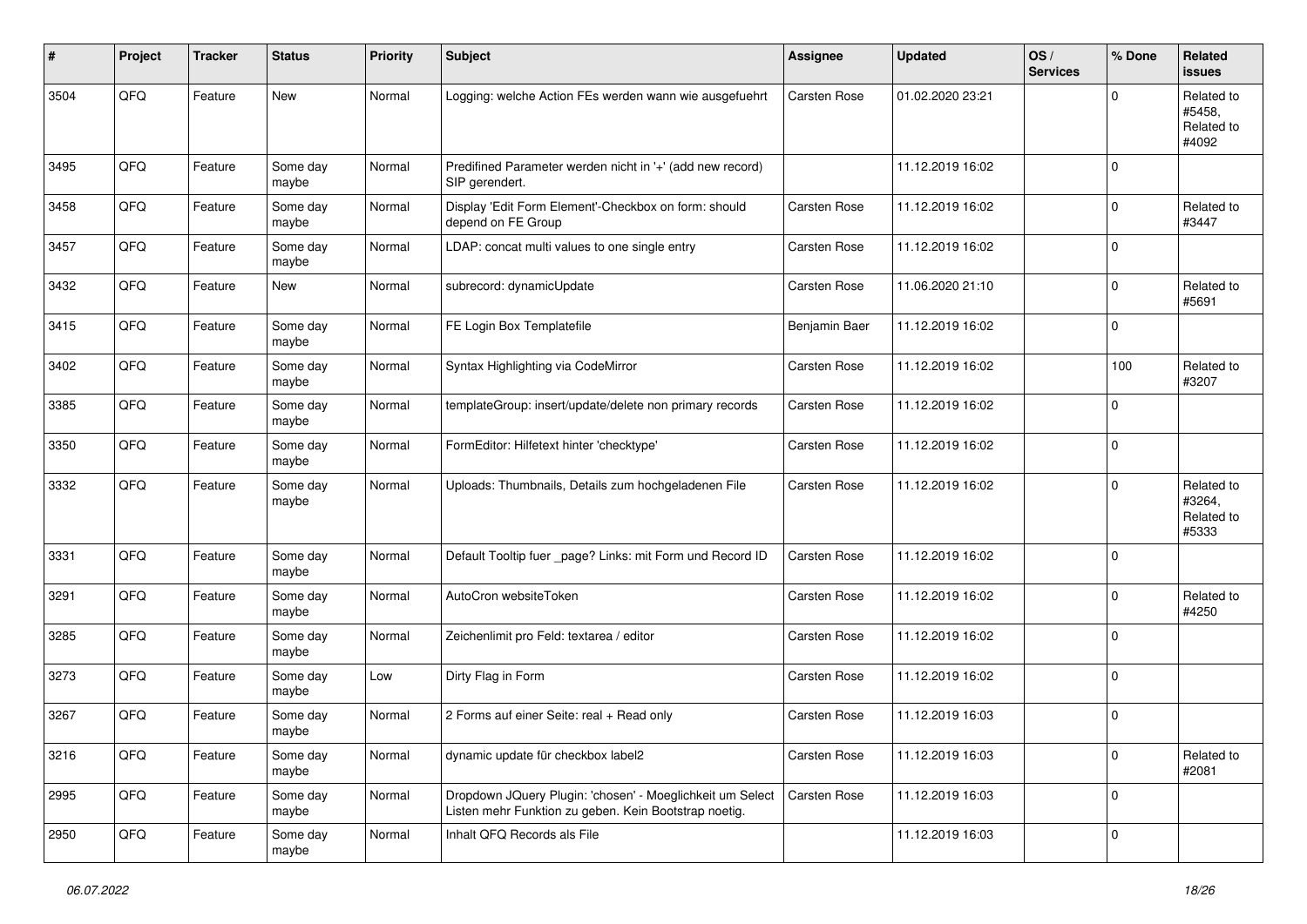| # | Project | Tracker | Status | Priority | Subject | Assignee | Updated | OS / Services | % Done | Related issues |
|---|---|---|---|---|---|---|---|---|---|---|
| 3504 | QFQ | Feature | New | Normal | Logging: welche Action FEs werden wann wie ausgefuehrt | Carsten Rose | 01.02.2020 23:21 | | 0 | Related to #5458, Related to #4092 |
| 3495 | QFQ | Feature | Some day maybe | Normal | Predifined Parameter werden nicht in '+' (add new record) SIP gerendert. | | 11.12.2019 16:02 | | 0 | |
| 3458 | QFQ | Feature | Some day maybe | Normal | Display 'Edit Form Element'-Checkbox on form: should depend on FE Group | Carsten Rose | 11.12.2019 16:02 | | 0 | Related to #3447 |
| 3457 | QFQ | Feature | Some day maybe | Normal | LDAP: concat multi values to one single entry | Carsten Rose | 11.12.2019 16:02 | | 0 | |
| 3432 | QFQ | Feature | New | Normal | subrecord: dynamicUpdate | Carsten Rose | 11.06.2020 21:10 | | 0 | Related to #5691 |
| 3415 | QFQ | Feature | Some day maybe | Normal | FE Login Box Templatefile | Benjamin Baer | 11.12.2019 16:02 | | 0 | |
| 3402 | QFQ | Feature | Some day maybe | Normal | Syntax Highlighting via CodeMirror | Carsten Rose | 11.12.2019 16:02 | | 100 | Related to #3207 |
| 3385 | QFQ | Feature | Some day maybe | Normal | templateGroup: insert/update/delete non primary records | Carsten Rose | 11.12.2019 16:02 | | 0 | |
| 3350 | QFQ | Feature | Some day maybe | Normal | FormEditor: Hilfetext hinter 'checktype' | Carsten Rose | 11.12.2019 16:02 | | 0 | |
| 3332 | QFQ | Feature | Some day maybe | Normal | Uploads: Thumbnails, Details zum hochgeladenen File | Carsten Rose | 11.12.2019 16:02 | | 0 | Related to #3264, Related to #5333 |
| 3331 | QFQ | Feature | Some day maybe | Normal | Default Tooltip fuer _page? Links: mit Form und Record ID | Carsten Rose | 11.12.2019 16:02 | | 0 | |
| 3291 | QFQ | Feature | Some day maybe | Normal | AutoCron websiteToken | Carsten Rose | 11.12.2019 16:02 | | 0 | Related to #4250 |
| 3285 | QFQ | Feature | Some day maybe | Normal | Zeichenlimit pro Feld: textarea / editor | Carsten Rose | 11.12.2019 16:02 | | 0 | |
| 3273 | QFQ | Feature | Some day maybe | Low | Dirty Flag in Form | Carsten Rose | 11.12.2019 16:02 | | 0 | |
| 3267 | QFQ | Feature | Some day maybe | Normal | 2 Forms auf einer Seite: real + Read only | Carsten Rose | 11.12.2019 16:03 | | 0 | |
| 3216 | QFQ | Feature | Some day maybe | Normal | dynamic update für checkbox label2 | Carsten Rose | 11.12.2019 16:03 | | 0 | Related to #2081 |
| 2995 | QFQ | Feature | Some day maybe | Normal | Dropdown JQuery Plugin: 'chosen' - Moeglichkeit um Select Listen mehr Funktion zu geben. Kein Bootstrap noetig. | Carsten Rose | 11.12.2019 16:03 | | 0 | |
| 2950 | QFQ | Feature | Some day maybe | Normal | Inhalt QFQ Records als File | | 11.12.2019 16:03 | | 0 | |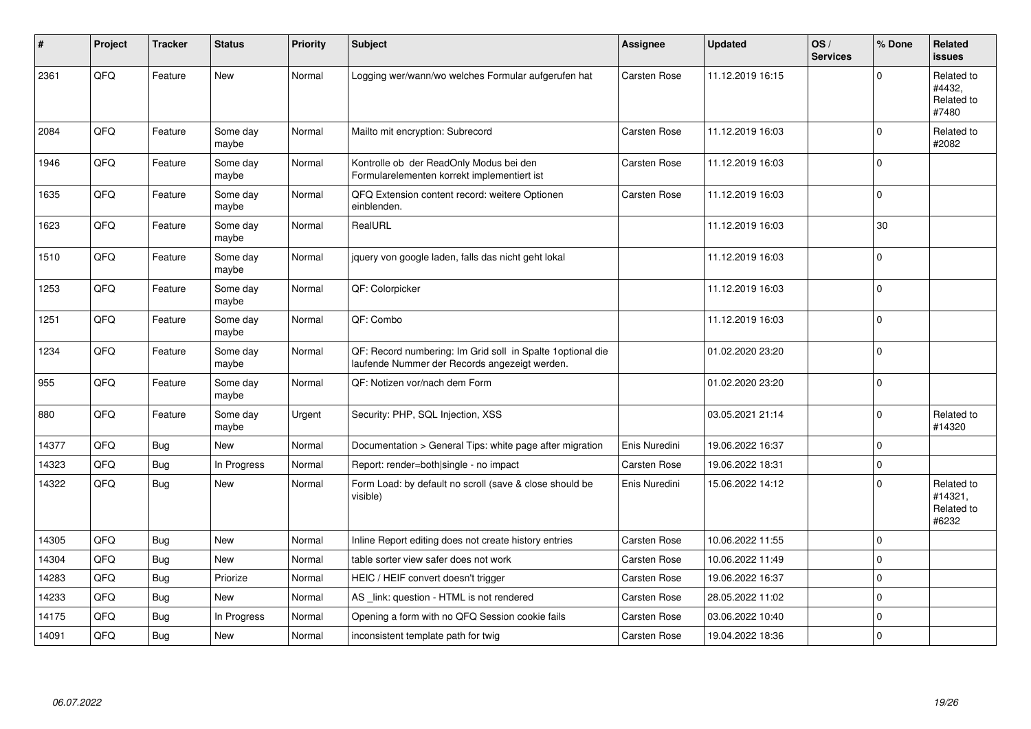| # | Project | Tracker | Status | Priority | Subject | Assignee | Updated | OS / Services | % Done | Related issues |
|---|---|---|---|---|---|---|---|---|---|---|
| 2361 | QFQ | Feature | New | Normal | Logging wer/wann/wo welches Formular aufgerufen hat | Carsten Rose | 11.12.2019 16:15 | | 0 | Related to #4432, Related to #7480 |
| 2084 | QFQ | Feature | Some day maybe | Normal | Mailto mit encryption: Subrecord | Carsten Rose | 11.12.2019 16:03 | | 0 | Related to #2082 |
| 1946 | QFQ | Feature | Some day maybe | Normal | Kontrolle ob der ReadOnly Modus bei den Formularelementen korrekt implementiert ist | Carsten Rose | 11.12.2019 16:03 | | 0 | |
| 1635 | QFQ | Feature | Some day maybe | Normal | QFQ Extension content record: weitere Optionen einblenden. | Carsten Rose | 11.12.2019 16:03 | | 0 | |
| 1623 | QFQ | Feature | Some day maybe | Normal | RealURL | | 11.12.2019 16:03 | | 30 | |
| 1510 | QFQ | Feature | Some day maybe | Normal | jquery von google laden, falls das nicht geht lokal | | 11.12.2019 16:03 | | 0 | |
| 1253 | QFQ | Feature | Some day maybe | Normal | QF: Colorpicker | | 11.12.2019 16:03 | | 0 | |
| 1251 | QFQ | Feature | Some day maybe | Normal | QF: Combo | | 11.12.2019 16:03 | | 0 | |
| 1234 | QFQ | Feature | Some day maybe | Normal | QF: Record numbering: Im Grid soll in Spalte 1optional die laufende Nummer der Records angezeigt werden. | | 01.02.2020 23:20 | | 0 | |
| 955 | QFQ | Feature | Some day maybe | Normal | QF: Notizen vor/nach dem Form | | 01.02.2020 23:20 | | 0 | |
| 880 | QFQ | Feature | Some day maybe | Urgent | Security: PHP, SQL Injection, XSS | | 03.05.2021 21:14 | | 0 | Related to #14320 |
| 14377 | QFQ | Bug | New | Normal | Documentation > General Tips: white page after migration | Enis Nuredini | 19.06.2022 16:37 | | 0 | |
| 14323 | QFQ | Bug | In Progress | Normal | Report: render=both\|single - no impact | Carsten Rose | 19.06.2022 18:31 | | 0 | |
| 14322 | QFQ | Bug | New | Normal | Form Load: by default no scroll (save & close should be visible) | Enis Nuredini | 15.06.2022 14:12 | | 0 | Related to #14321, Related to #6232 |
| 14305 | QFQ | Bug | New | Normal | Inline Report editing does not create history entries | Carsten Rose | 10.06.2022 11:55 | | 0 | |
| 14304 | QFQ | Bug | New | Normal | table sorter view safer does not work | Carsten Rose | 10.06.2022 11:49 | | 0 | |
| 14283 | QFQ | Bug | Priorize | Normal | HEIC / HEIF convert doesn't trigger | Carsten Rose | 19.06.2022 16:37 | | 0 | |
| 14233 | QFQ | Bug | New | Normal | AS _link: question - HTML is not rendered | Carsten Rose | 28.05.2022 11:02 | | 0 | |
| 14175 | QFQ | Bug | In Progress | Normal | Opening a form with no QFQ Session cookie fails | Carsten Rose | 03.06.2022 10:40 | | 0 | |
| 14091 | QFQ | Bug | New | Normal | inconsistent template path for twig | Carsten Rose | 19.04.2022 18:36 | | 0 | |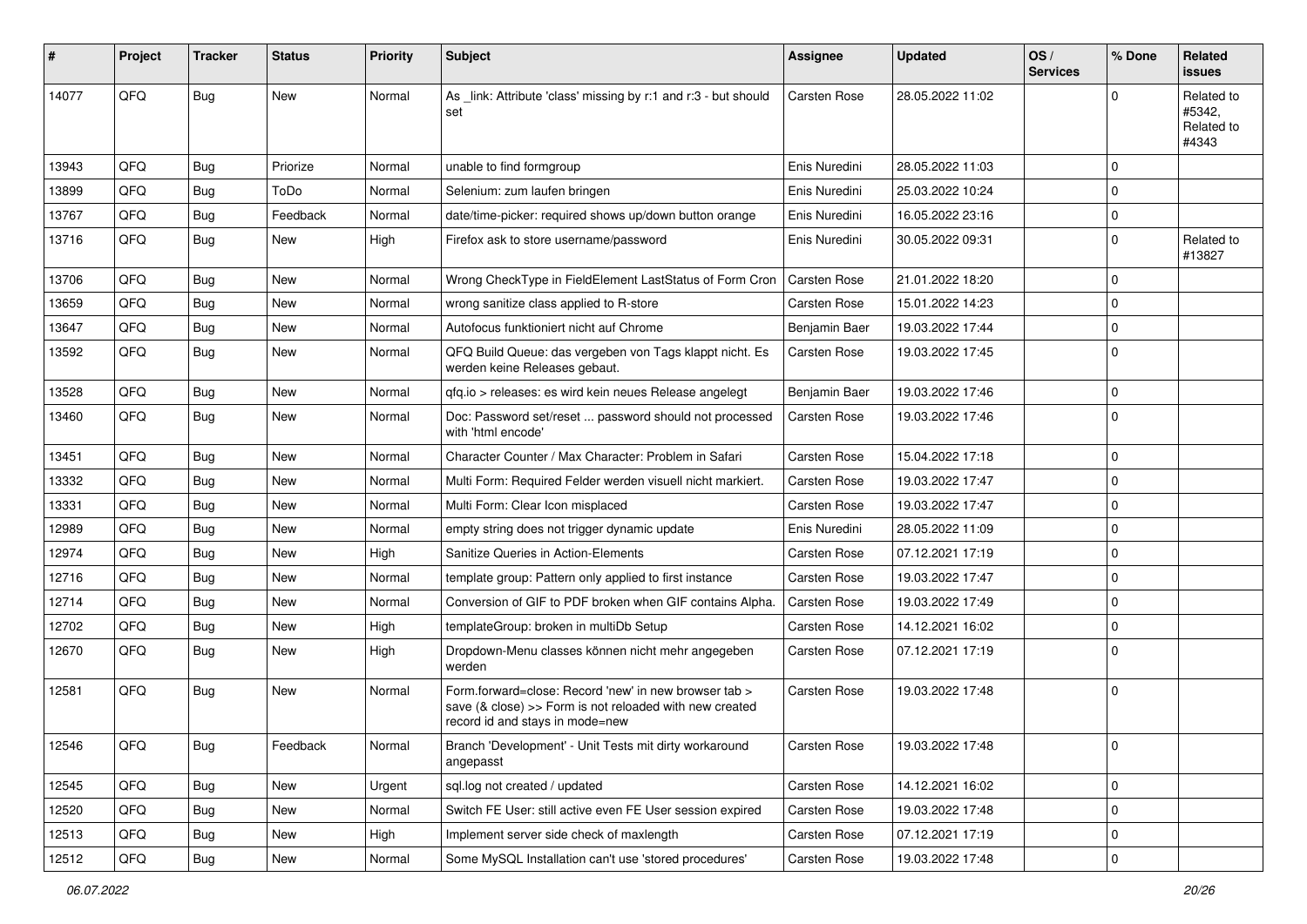| # | Project | Tracker | Status | Priority | Subject | Assignee | Updated | OS / Services | % Done | Related issues |
|---|---|---|---|---|---|---|---|---|---|---|
| 14077 | QFQ | Bug | New | Normal | As _link: Attribute 'class' missing by r:1 and r:3 - but should set | Carsten Rose | 28.05.2022 11:02 | | 0 | Related to #5342, Related to #4343 |
| 13943 | QFQ | Bug | Priorize | Normal | unable to find formgroup | Enis Nuredini | 28.05.2022 11:03 | | 0 | |
| 13899 | QFQ | Bug | ToDo | Normal | Selenium: zum laufen bringen | Enis Nuredini | 25.03.2022 10:24 | | 0 | |
| 13767 | QFQ | Bug | Feedback | Normal | date/time-picker: required shows up/down button orange | Enis Nuredini | 16.05.2022 23:16 | | 0 | |
| 13716 | QFQ | Bug | New | High | Firefox ask to store username/password | Enis Nuredini | 30.05.2022 09:31 | | 0 | Related to #13827 |
| 13706 | QFQ | Bug | New | Normal | Wrong CheckType in FieldElement LastStatus of Form Cron | Carsten Rose | 21.01.2022 18:20 | | 0 | |
| 13659 | QFQ | Bug | New | Normal | wrong sanitize class applied to R-store | Carsten Rose | 15.01.2022 14:23 | | 0 | |
| 13647 | QFQ | Bug | New | Normal | Autofocus funktioniert nicht auf Chrome | Benjamin Baer | 19.03.2022 17:44 | | 0 | |
| 13592 | QFQ | Bug | New | Normal | QFQ Build Queue: das vergeben von Tags klappt nicht. Es werden keine Releases gebaut. | Carsten Rose | 19.03.2022 17:45 | | 0 | |
| 13528 | QFQ | Bug | New | Normal | qfq.io > releases: es wird kein neues Release angelegt | Benjamin Baer | 19.03.2022 17:46 | | 0 | |
| 13460 | QFQ | Bug | New | Normal | Doc: Password set/reset ... password should not processed with 'html encode' | Carsten Rose | 19.03.2022 17:46 | | 0 | |
| 13451 | QFQ | Bug | New | Normal | Character Counter / Max Character: Problem in Safari | Carsten Rose | 15.04.2022 17:18 | | 0 | |
| 13332 | QFQ | Bug | New | Normal | Multi Form: Required Felder werden visuell nicht markiert. | Carsten Rose | 19.03.2022 17:47 | | 0 | |
| 13331 | QFQ | Bug | New | Normal | Multi Form: Clear Icon misplaced | Carsten Rose | 19.03.2022 17:47 | | 0 | |
| 12989 | QFQ | Bug | New | Normal | empty string does not trigger dynamic update | Enis Nuredini | 28.05.2022 11:09 | | 0 | |
| 12974 | QFQ | Bug | New | High | Sanitize Queries in Action-Elements | Carsten Rose | 07.12.2021 17:19 | | 0 | |
| 12716 | QFQ | Bug | New | Normal | template group: Pattern only applied to first instance | Carsten Rose | 19.03.2022 17:47 | | 0 | |
| 12714 | QFQ | Bug | New | Normal | Conversion of GIF to PDF broken when GIF contains Alpha. | Carsten Rose | 19.03.2022 17:49 | | 0 | |
| 12702 | QFQ | Bug | New | High | templateGroup: broken in multiDb Setup | Carsten Rose | 14.12.2021 16:02 | | 0 | |
| 12670 | QFQ | Bug | New | High | Dropdown-Menu classes können nicht mehr angegeben werden | Carsten Rose | 07.12.2021 17:19 | | 0 | |
| 12581 | QFQ | Bug | New | Normal | Form.forward=close: Record 'new' in new browser tab > save (& close) >> Form is not reloaded with new created record id and stays in mode=new | Carsten Rose | 19.03.2022 17:48 | | 0 | |
| 12546 | QFQ | Bug | Feedback | Normal | Branch 'Development' - Unit Tests mit dirty workaround angepasst | Carsten Rose | 19.03.2022 17:48 | | 0 | |
| 12545 | QFQ | Bug | New | Urgent | sql.log not created / updated | Carsten Rose | 14.12.2021 16:02 | | 0 | |
| 12520 | QFQ | Bug | New | Normal | Switch FE User: still active even FE User session expired | Carsten Rose | 19.03.2022 17:48 | | 0 | |
| 12513 | QFQ | Bug | New | High | Implement server side check of maxlength | Carsten Rose | 07.12.2021 17:19 | | 0 | |
| 12512 | QFQ | Bug | New | Normal | Some MySQL Installation can't use 'stored procedures' | Carsten Rose | 19.03.2022 17:48 | | 0 | |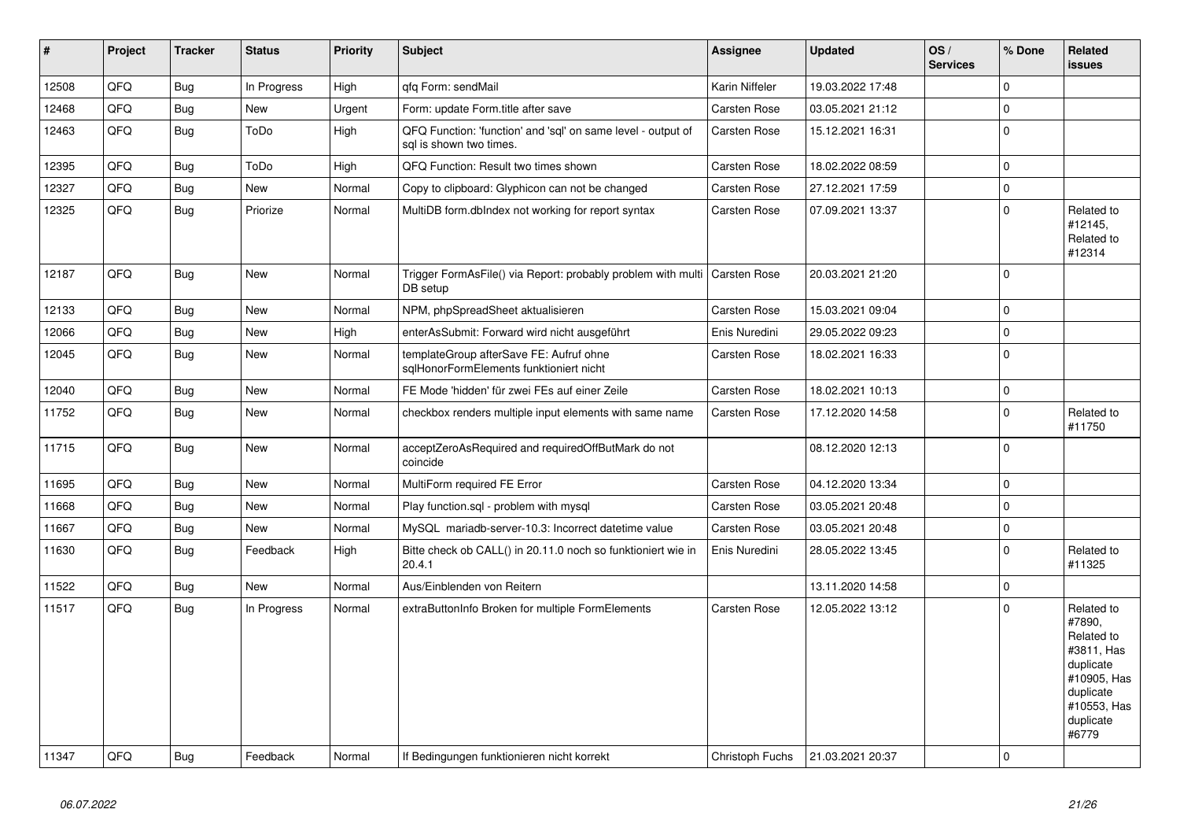| # | Project | Tracker | Status | Priority | Subject | Assignee | Updated | OS / Services | % Done | Related issues |
|---|---|---|---|---|---|---|---|---|---|---|
| 12508 | QFQ | Bug | In Progress | High | qfq Form: sendMail | Karin Niffeler | 19.03.2022 17:48 | | 0 | |
| 12468 | QFQ | Bug | New | Urgent | Form: update Form.title after save | Carsten Rose | 03.05.2021 21:12 | | 0 | |
| 12463 | QFQ | Bug | ToDo | High | QFQ Function: 'function' and 'sql' on same level - output of sql is shown two times. | Carsten Rose | 15.12.2021 16:31 | | 0 | |
| 12395 | QFQ | Bug | ToDo | High | QFQ Function: Result two times shown | Carsten Rose | 18.02.2022 08:59 | | 0 | |
| 12327 | QFQ | Bug | New | Normal | Copy to clipboard: Glyphicon can not be changed | Carsten Rose | 27.12.2021 17:59 | | 0 | |
| 12325 | QFQ | Bug | Priorize | Normal | MultiDB form.dbIndex not working for report syntax | Carsten Rose | 07.09.2021 13:37 | | 0 | Related to #12145, Related to #12314 |
| 12187 | QFQ | Bug | New | Normal | Trigger FormAsFile() via Report: probably problem with multi DB setup | Carsten Rose | 20.03.2021 21:20 | | 0 | |
| 12133 | QFQ | Bug | New | Normal | NPM, phpSpreadSheet aktualisieren | Carsten Rose | 15.03.2021 09:04 | | 0 | |
| 12066 | QFQ | Bug | New | High | enterAsSubmit: Forward wird nicht ausgeführt | Enis Nuredini | 29.05.2022 09:23 | | 0 | |
| 12045 | QFQ | Bug | New | Normal | templateGroup afterSave FE: Aufruf ohne sqlHonorFormElements funktioniert nicht | Carsten Rose | 18.02.2021 16:33 | | 0 | |
| 12040 | QFQ | Bug | New | Normal | FE Mode 'hidden' für zwei FEs auf einer Zeile | Carsten Rose | 18.02.2021 10:13 | | 0 | |
| 11752 | QFQ | Bug | New | Normal | checkbox renders multiple input elements with same name | Carsten Rose | 17.12.2020 14:58 | | 0 | Related to #11750 |
| 11715 | QFQ | Bug | New | Normal | acceptZeroAsRequired and requiredOffButMark do not coincide | | 08.12.2020 12:13 | | 0 | |
| 11695 | QFQ | Bug | New | Normal | MultiForm required FE Error | Carsten Rose | 04.12.2020 13:34 | | 0 | |
| 11668 | QFQ | Bug | New | Normal | Play function.sql - problem with mysql | Carsten Rose | 03.05.2021 20:48 | | 0 | |
| 11667 | QFQ | Bug | New | Normal | MySQL mariadb-server-10.3: Incorrect datetime value | Carsten Rose | 03.05.2021 20:48 | | 0 | |
| 11630 | QFQ | Bug | Feedback | High | Bitte check ob CALL() in 20.11.0 noch so funktioniert wie in 20.4.1 | Enis Nuredini | 28.05.2022 13:45 | | 0 | Related to #11325 |
| 11522 | QFQ | Bug | New | Normal | Aus/Einblenden von Reitern | | 13.11.2020 14:58 | | 0 | |
| 11517 | QFQ | Bug | In Progress | Normal | extraButtonInfo Broken for multiple FormElements | Carsten Rose | 12.05.2022 13:12 | | 0 | Related to #7890, Related to #3811, Has duplicate #10905, Has duplicate #10553, Has duplicate #6779 |
| 11347 | QFQ | Bug | Feedback | Normal | If Bedingungen funktionieren nicht korrekt | Christoph Fuchs | 21.03.2021 20:37 | | 0 | |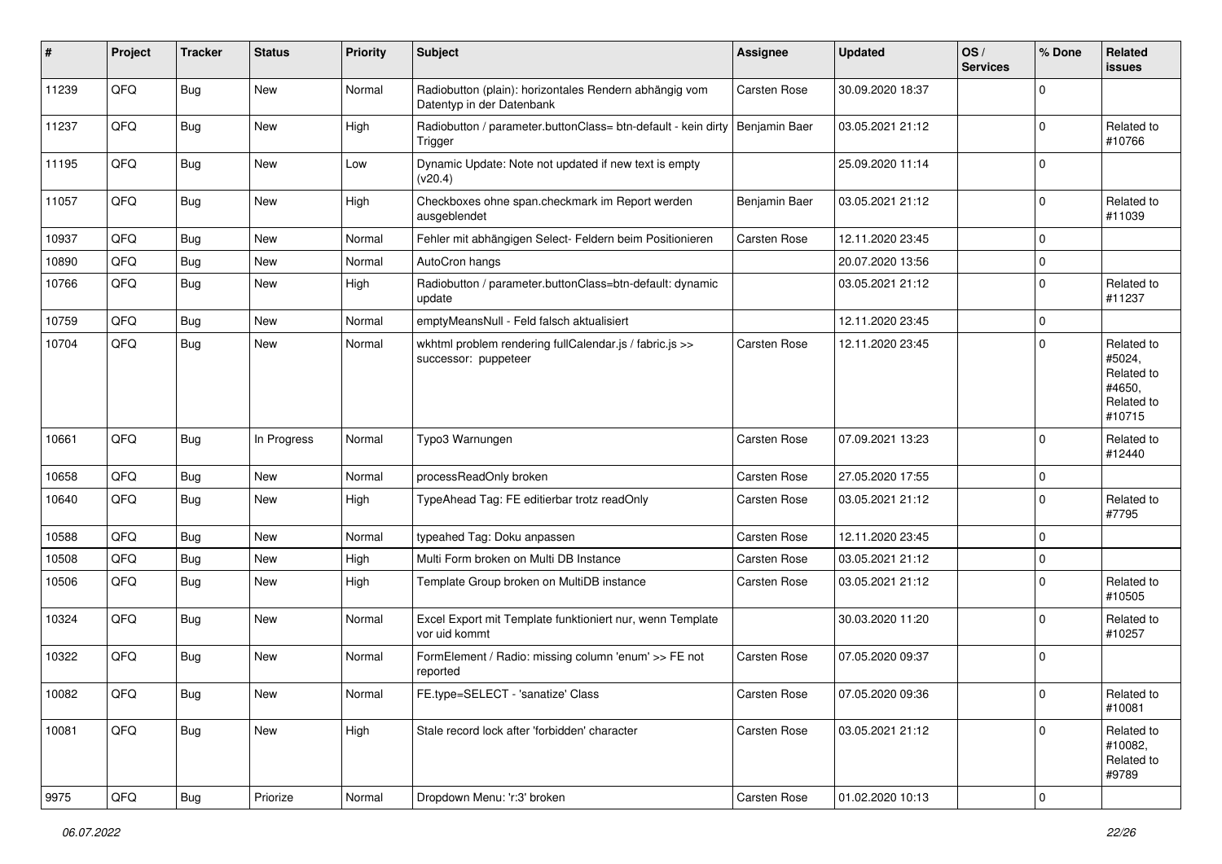| # | Project | Tracker | Status | Priority | Subject | Assignee | Updated | OS / Services | % Done | Related issues |
|---|---|---|---|---|---|---|---|---|---|---|
| 11239 | QFQ | Bug | New | Normal | Radiobutton (plain): horizontales Rendern abhängig vom Datentyp in der Datenbank | Carsten Rose | 30.09.2020 18:37 | | 0 | |
| 11237 | QFQ | Bug | New | High | Radiobutton / parameter.buttonClass= btn-default - kein dirty Trigger | Benjamin Baer | 03.05.2021 21:12 | | 0 | Related to #10766 |
| 11195 | QFQ | Bug | New | Low | Dynamic Update: Note not updated if new text is empty (v20.4) | | 25.09.2020 11:14 | | 0 | |
| 11057 | QFQ | Bug | New | High | Checkboxes ohne span.checkmark im Report werden ausgeblendet | Benjamin Baer | 03.05.2021 21:12 | | 0 | Related to #11039 |
| 10937 | QFQ | Bug | New | Normal | Fehler mit abhängigen Select- Feldern beim Positionieren | Carsten Rose | 12.11.2020 23:45 | | 0 | |
| 10890 | QFQ | Bug | New | Normal | AutoCron hangs | | 20.07.2020 13:56 | | 0 | |
| 10766 | QFQ | Bug | New | High | Radiobutton / parameter.buttonClass=btn-default: dynamic update | | 03.05.2021 21:12 | | 0 | Related to #11237 |
| 10759 | QFQ | Bug | New | Normal | emptyMeansNull - Feld falsch aktualisiert | | 12.11.2020 23:45 | | 0 | |
| 10704 | QFQ | Bug | New | Normal | wkhtml problem rendering fullCalendar.js / fabric.js >> successor: puppeteer | Carsten Rose | 12.11.2020 23:45 | | 0 | Related to #5024, Related to #4650, Related to #10715 |
| 10661 | QFQ | Bug | In Progress | Normal | Typo3 Warnungen | Carsten Rose | 07.09.2021 13:23 | | 0 | Related to #12440 |
| 10658 | QFQ | Bug | New | Normal | processReadOnly broken | Carsten Rose | 27.05.2020 17:55 | | 0 | |
| 10640 | QFQ | Bug | New | High | TypeAhead Tag: FE editierbar trotz readOnly | Carsten Rose | 03.05.2021 21:12 | | 0 | Related to #7795 |
| 10588 | QFQ | Bug | New | Normal | typeahed Tag: Doku anpassen | Carsten Rose | 12.11.2020 23:45 | | 0 | |
| 10508 | QFQ | Bug | New | High | Multi Form broken on Multi DB Instance | Carsten Rose | 03.05.2021 21:12 | | 0 | |
| 10506 | QFQ | Bug | New | High | Template Group broken on MultiDB instance | Carsten Rose | 03.05.2021 21:12 | | 0 | Related to #10505 |
| 10324 | QFQ | Bug | New | Normal | Excel Export mit Template funktioniert nur, wenn Template vor uid kommt | | 30.03.2020 11:20 | | 0 | Related to #10257 |
| 10322 | QFQ | Bug | New | Normal | FormElement / Radio: missing column 'enum' >> FE not reported | Carsten Rose | 07.05.2020 09:37 | | 0 | |
| 10082 | QFQ | Bug | New | Normal | FE.type=SELECT - 'sanatize' Class | Carsten Rose | 07.05.2020 09:36 | | 0 | Related to #10081 |
| 10081 | QFQ | Bug | New | High | Stale record lock after 'forbidden' character | Carsten Rose | 03.05.2021 21:12 | | 0 | Related to #10082, Related to #9789 |
| 9975 | QFQ | Bug | Priorize | Normal | Dropdown Menu: 'r:3' broken | Carsten Rose | 01.02.2020 10:13 | | 0 | |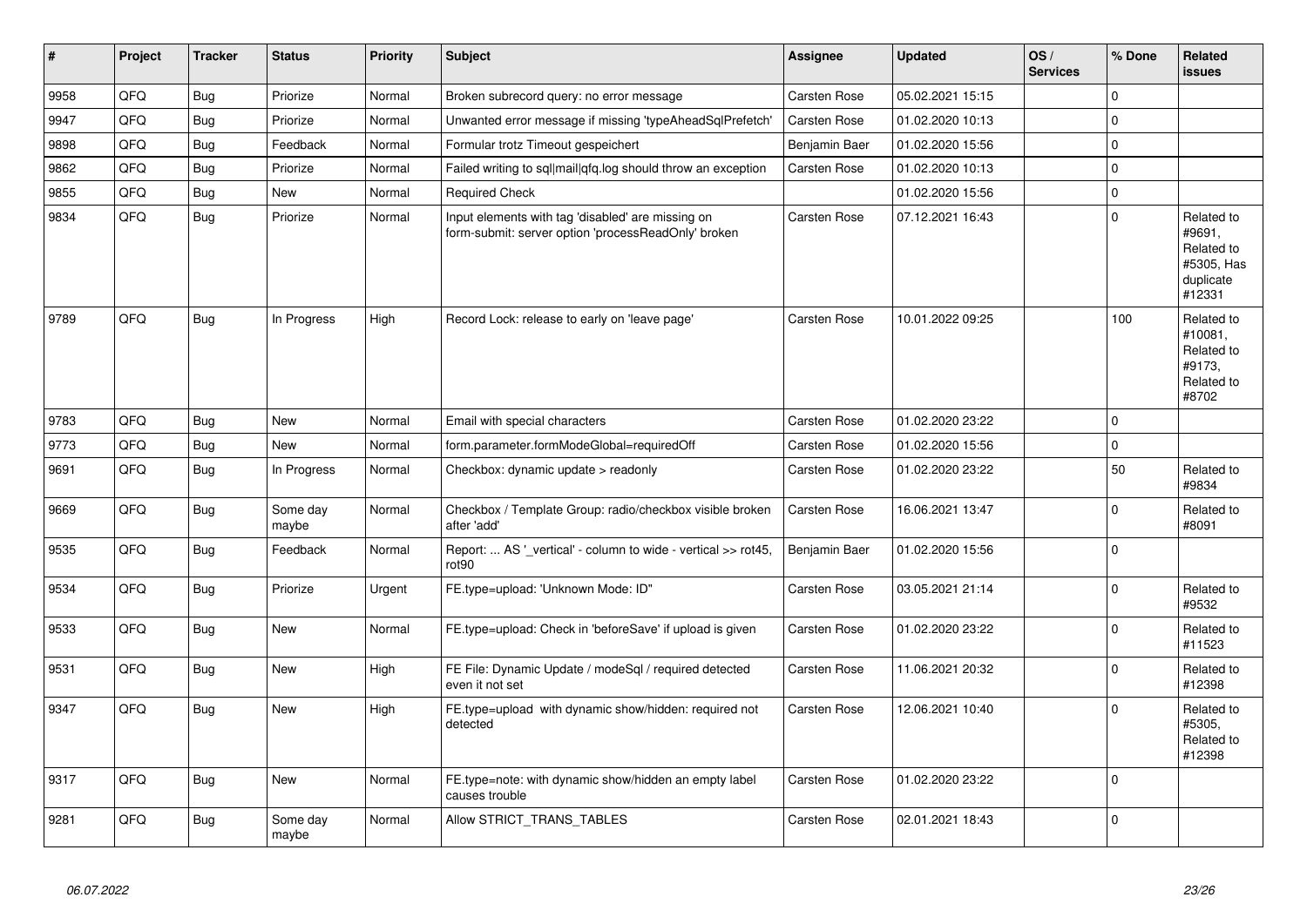| # | Project | Tracker | Status | Priority | Subject | Assignee | Updated | OS / Services | % Done | Related issues |
|---|---|---|---|---|---|---|---|---|---|---|
| 9958 | QFQ | Bug | Priorize | Normal | Broken subrecord query: no error message | Carsten Rose | 05.02.2021 15:15 | | 0 | |
| 9947 | QFQ | Bug | Priorize | Normal | Unwanted error message if missing 'typeAheadSqlPrefetch' | Carsten Rose | 01.02.2020 10:13 | | 0 | |
| 9898 | QFQ | Bug | Feedback | Normal | Formular trotz Timeout gespeichert | Benjamin Baer | 01.02.2020 15:56 | | 0 | |
| 9862 | QFQ | Bug | Priorize | Normal | Failed writing to sql|mail|qfq.log should throw an exception | Carsten Rose | 01.02.2020 10:13 | | 0 | |
| 9855 | QFQ | Bug | New | Normal | Required Check | | 01.02.2020 15:56 | | 0 | |
| 9834 | QFQ | Bug | Priorize | Normal | Input elements with tag 'disabled' are missing on form-submit: server option 'processReadOnly' broken | Carsten Rose | 07.12.2021 16:43 | | 0 | Related to #9691, Related to #5305, Has duplicate #12331 |
| 9789 | QFQ | Bug | In Progress | High | Record Lock: release to early on 'leave page' | Carsten Rose | 10.01.2022 09:25 | | 100 | Related to #10081, Related to #9173, Related to #8702 |
| 9783 | QFQ | Bug | New | Normal | Email with special characters | Carsten Rose | 01.02.2020 23:22 | | 0 | |
| 9773 | QFQ | Bug | New | Normal | form.parameter.formModeGlobal=requiredOff | Carsten Rose | 01.02.2020 15:56 | | 0 | |
| 9691 | QFQ | Bug | In Progress | Normal | Checkbox: dynamic update > readonly | Carsten Rose | 01.02.2020 23:22 | | 50 | Related to #9834 |
| 9669 | QFQ | Bug | Some day maybe | Normal | Checkbox / Template Group: radio/checkbox visible broken after 'add' | Carsten Rose | 16.06.2021 13:47 | | 0 | Related to #8091 |
| 9535 | QFQ | Bug | Feedback | Normal | Report: ... AS '_vertical' - column to wide - vertical >> rot45, rot90 | Benjamin Baer | 01.02.2020 15:56 | | 0 | |
| 9534 | QFQ | Bug | Priorize | Urgent | FE.type=upload: 'Unknown Mode: ID" | Carsten Rose | 03.05.2021 21:14 | | 0 | Related to #9532 |
| 9533 | QFQ | Bug | New | Normal | FE.type=upload: Check in 'beforeSave' if upload is given | Carsten Rose | 01.02.2020 23:22 | | 0 | Related to #11523 |
| 9531 | QFQ | Bug | New | High | FE File: Dynamic Update / modeSql / required detected even it not set | Carsten Rose | 11.06.2021 20:32 | | 0 | Related to #12398 |
| 9347 | QFQ | Bug | New | High | FE.type=upload with dynamic show/hidden: required not detected | Carsten Rose | 12.06.2021 10:40 | | 0 | Related to #5305, Related to #12398 |
| 9317 | QFQ | Bug | New | Normal | FE.type=note: with dynamic show/hidden an empty label causes trouble | Carsten Rose | 01.02.2020 23:22 | | 0 | |
| 9281 | QFQ | Bug | Some day maybe | Normal | Allow STRICT_TRANS_TABLES | Carsten Rose | 02.01.2021 18:43 | | 0 | |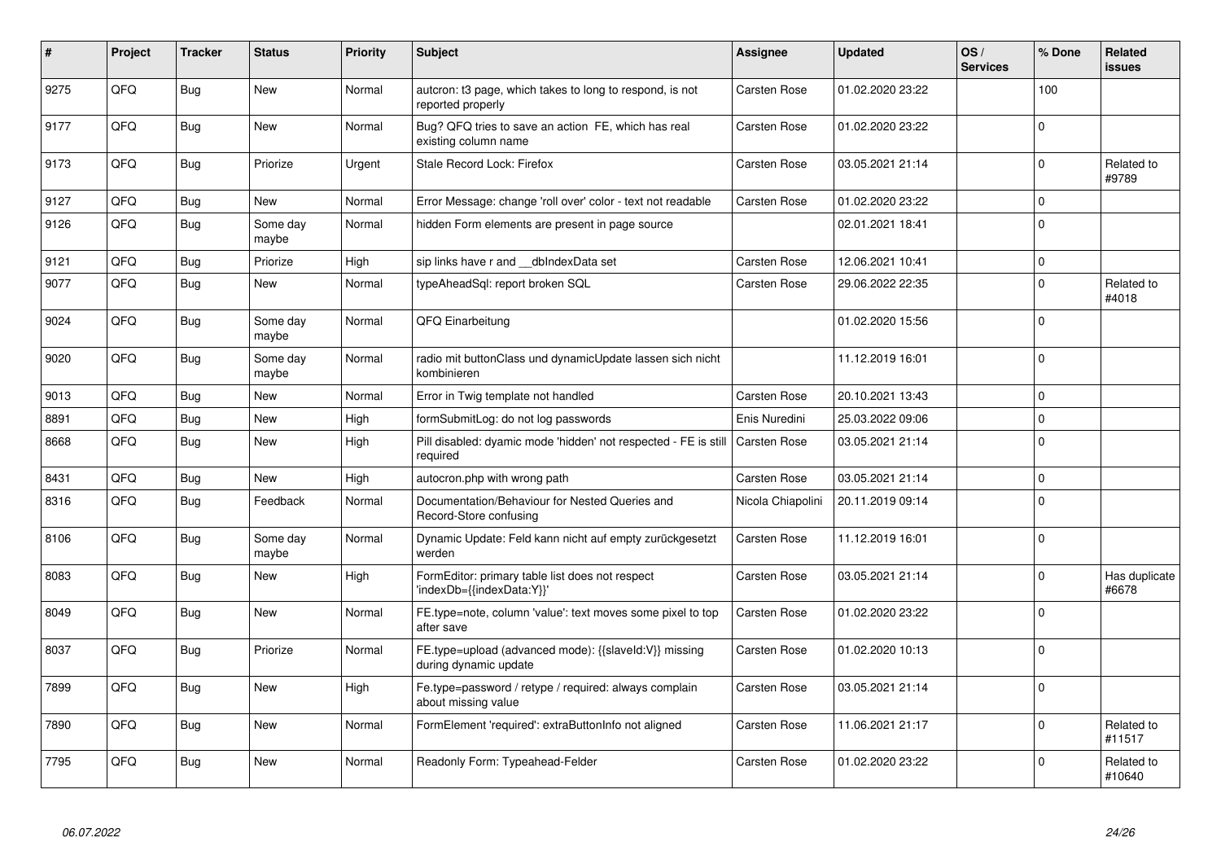| # | Project | Tracker | Status | Priority | Subject | Assignee | Updated | OS / Services | % Done | Related issues |
|---|---|---|---|---|---|---|---|---|---|---|
| 9275 | QFQ | Bug | New | Normal | autcron: t3 page, which takes to long to respond, is not reported properly | Carsten Rose | 01.02.2020 23:22 | | 100 | |
| 9177 | QFQ | Bug | New | Normal | Bug? QFQ tries to save an action FE, which has real existing column name | Carsten Rose | 01.02.2020 23:22 | | 0 | |
| 9173 | QFQ | Bug | Priorize | Urgent | Stale Record Lock: Firefox | Carsten Rose | 03.05.2021 21:14 | | 0 | Related to #9789 |
| 9127 | QFQ | Bug | New | Normal | Error Message: change 'roll over' color - text not readable | Carsten Rose | 01.02.2020 23:22 | | 0 | |
| 9126 | QFQ | Bug | Some day maybe | Normal | hidden Form elements are present in page source | | 02.01.2021 18:41 | | 0 | |
| 9121 | QFQ | Bug | Priorize | High | sip links have r and __dbIndexData set | Carsten Rose | 12.06.2021 10:41 | | 0 | |
| 9077 | QFQ | Bug | New | Normal | typeAheadSql: report broken SQL | Carsten Rose | 29.06.2022 22:35 | | 0 | Related to #4018 |
| 9024 | QFQ | Bug | Some day maybe | Normal | QFQ Einarbeitung | | 01.02.2020 15:56 | | 0 | |
| 9020 | QFQ | Bug | Some day maybe | Normal | radio mit buttonClass und dynamicUpdate lassen sich nicht kombinieren | | 11.12.2019 16:01 | | 0 | |
| 9013 | QFQ | Bug | New | Normal | Error in Twig template not handled | Carsten Rose | 20.10.2021 13:43 | | 0 | |
| 8891 | QFQ | Bug | New | High | formSubmitLog: do not log passwords | Enis Nuredini | 25.03.2022 09:06 | | 0 | |
| 8668 | QFQ | Bug | New | High | Pill disabled: dyamic mode 'hidden' not respected - FE is still required | Carsten Rose | 03.05.2021 21:14 | | 0 | |
| 8431 | QFQ | Bug | New | High | autocron.php with wrong path | Carsten Rose | 03.05.2021 21:14 | | 0 | |
| 8316 | QFQ | Bug | Feedback | Normal | Documentation/Behaviour for Nested Queries and Record-Store confusing | Nicola Chiapolini | 20.11.2019 09:14 | | 0 | |
| 8106 | QFQ | Bug | Some day maybe | Normal | Dynamic Update: Feld kann nicht auf empty zurückgesetzt werden | Carsten Rose | 11.12.2019 16:01 | | 0 | |
| 8083 | QFQ | Bug | New | High | FormEditor: primary table list does not respect 'indexDb={{indexData:Y}}' | Carsten Rose | 03.05.2021 21:14 | | 0 | Has duplicate #6678 |
| 8049 | QFQ | Bug | New | Normal | FE.type=note, column 'value': text moves some pixel to top after save | Carsten Rose | 01.02.2020 23:22 | | 0 | |
| 8037 | QFQ | Bug | Priorize | Normal | FE.type=upload (advanced mode): {{slaveId:V}} missing during dynamic update | Carsten Rose | 01.02.2020 10:13 | | 0 | |
| 7899 | QFQ | Bug | New | High | Fe.type=password / retype / required: always complain about missing value | Carsten Rose | 03.05.2021 21:14 | | 0 | |
| 7890 | QFQ | Bug | New | Normal | FormElement 'required': extraButtonInfo not aligned | Carsten Rose | 11.06.2021 21:17 | | 0 | Related to #11517 |
| 7795 | QFQ | Bug | New | Normal | Readonly Form: Typeahead-Felder | Carsten Rose | 01.02.2020 23:22 | | 0 | Related to #10640 |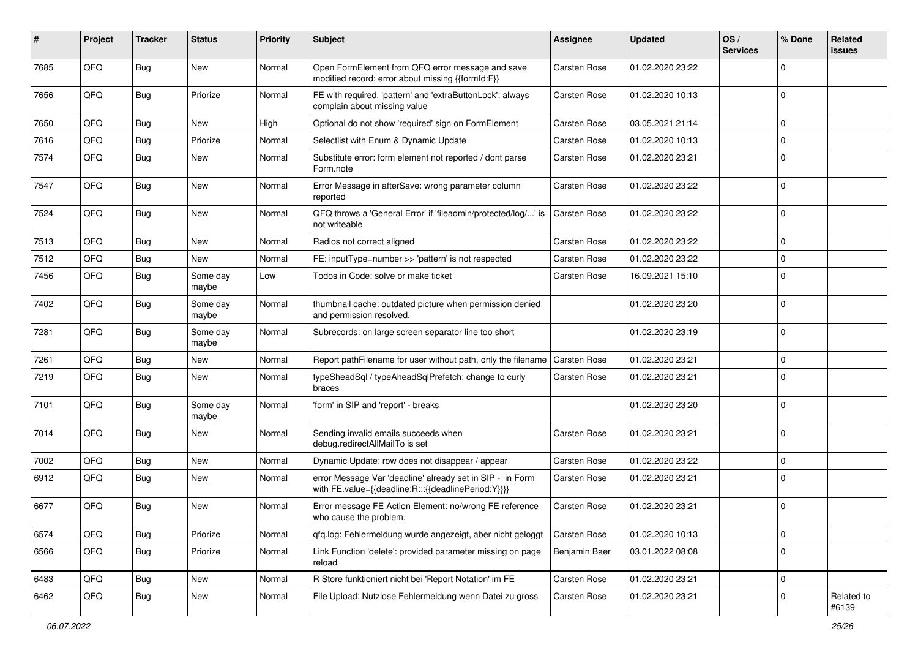| # | Project | Tracker | Status | Priority | Subject | Assignee | Updated | OS / Services | % Done | Related issues |
|---|---|---|---|---|---|---|---|---|---|---|
| 7685 | QFQ | Bug | New | Normal | Open FormElement from QFQ error message and save modified record: error about missing {{formId:F}} | Carsten Rose | 01.02.2020 23:22 | | 0 | |
| 7656 | QFQ | Bug | Priorize | Normal | FE with required, 'pattern' and 'extraButtonLock': always complain about missing value | Carsten Rose | 01.02.2020 10:13 | | 0 | |
| 7650 | QFQ | Bug | New | High | Optional do not show 'required' sign on FormElement | Carsten Rose | 03.05.2021 21:14 | | 0 | |
| 7616 | QFQ | Bug | Priorize | Normal | Selectlist with Enum & Dynamic Update | Carsten Rose | 01.02.2020 10:13 | | 0 | |
| 7574 | QFQ | Bug | New | Normal | Substitute error: form element not reported / dont parse Form.note | Carsten Rose | 01.02.2020 23:21 | | 0 | |
| 7547 | QFQ | Bug | New | Normal | Error Message in afterSave: wrong parameter column reported | Carsten Rose | 01.02.2020 23:22 | | 0 | |
| 7524 | QFQ | Bug | New | Normal | QFQ throws a 'General Error' if 'fileadmin/protected/log/...' is not writeable | Carsten Rose | 01.02.2020 23:22 | | 0 | |
| 7513 | QFQ | Bug | New | Normal | Radios not correct aligned | Carsten Rose | 01.02.2020 23:22 | | 0 | |
| 7512 | QFQ | Bug | New | Normal | FE: inputType=number >> 'pattern' is not respected | Carsten Rose | 01.02.2020 23:22 | | 0 | |
| 7456 | QFQ | Bug | Some day maybe | Low | Todos in Code: solve or make ticket | Carsten Rose | 16.09.2021 15:10 | | 0 | |
| 7402 | QFQ | Bug | Some day maybe | Normal | thumbnail cache: outdated picture when permission denied and permission resolved. | | 01.02.2020 23:20 | | 0 | |
| 7281 | QFQ | Bug | Some day maybe | Normal | Subrecords: on large screen separator line too short | | 01.02.2020 23:19 | | 0 | |
| 7261 | QFQ | Bug | New | Normal | Report pathFilename for user without path, only the filename | Carsten Rose | 01.02.2020 23:21 | | 0 | |
| 7219 | QFQ | Bug | New | Normal | typeSheadSql / typeAheadSqlPrefetch: change to curly braces | Carsten Rose | 01.02.2020 23:21 | | 0 | |
| 7101 | QFQ | Bug | Some day maybe | Normal | 'form' in SIP and 'report' - breaks | | 01.02.2020 23:20 | | 0 | |
| 7014 | QFQ | Bug | New | Normal | Sending invalid emails succeeds when debug.redirectAllMailTo is set | Carsten Rose | 01.02.2020 23:21 | | 0 | |
| 7002 | QFQ | Bug | New | Normal | Dynamic Update: row does not disappear / appear | Carsten Rose | 01.02.2020 23:22 | | 0 | |
| 6912 | QFQ | Bug | New | Normal | error Message Var 'deadline' already set in SIP - in Form with FE.value={{deadline:R:::{{deadlinePeriod:Y}}}} | Carsten Rose | 01.02.2020 23:21 | | 0 | |
| 6677 | QFQ | Bug | New | Normal | Error message FE Action Element: no/wrong FE reference who cause the problem. | Carsten Rose | 01.02.2020 23:21 | | 0 | |
| 6574 | QFQ | Bug | Priorize | Normal | qfq.log: Fehlermeldung wurde angezeigt, aber nicht geloggt | Carsten Rose | 01.02.2020 10:13 | | 0 | |
| 6566 | QFQ | Bug | Priorize | Normal | Link Function 'delete': provided parameter missing on page reload | Benjamin Baer | 03.01.2022 08:08 | | 0 | |
| 6483 | QFQ | Bug | New | Normal | R Store funktioniert nicht bei 'Report Notation' im FE | Carsten Rose | 01.02.2020 23:21 | | 0 | |
| 6462 | QFQ | Bug | New | Normal | File Upload: Nutzlose Fehlermeldung wenn Datei zu gross | Carsten Rose | 01.02.2020 23:21 | | 0 | Related to #6139 |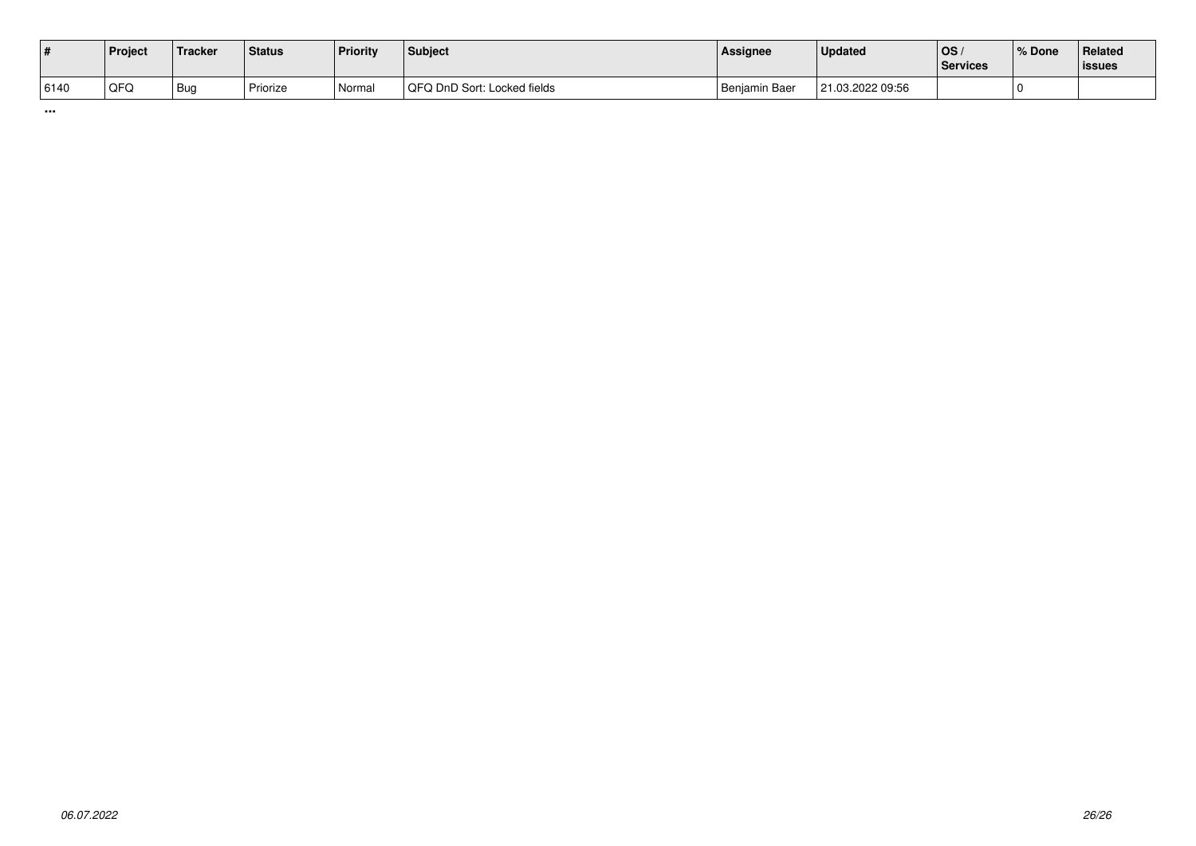| # | Project | Tracker | Status | Priority | Subject | Assignee | Updated | OS / Services | % Done | Related issues |
|---|---|---|---|---|---|---|---|---|---|---|
| 6140 | QFQ | Bug | Priorize | Normal | QFQ DnD Sort: Locked fields | Benjamin Baer | 21.03.2022 09:56 | | 0 | |

...